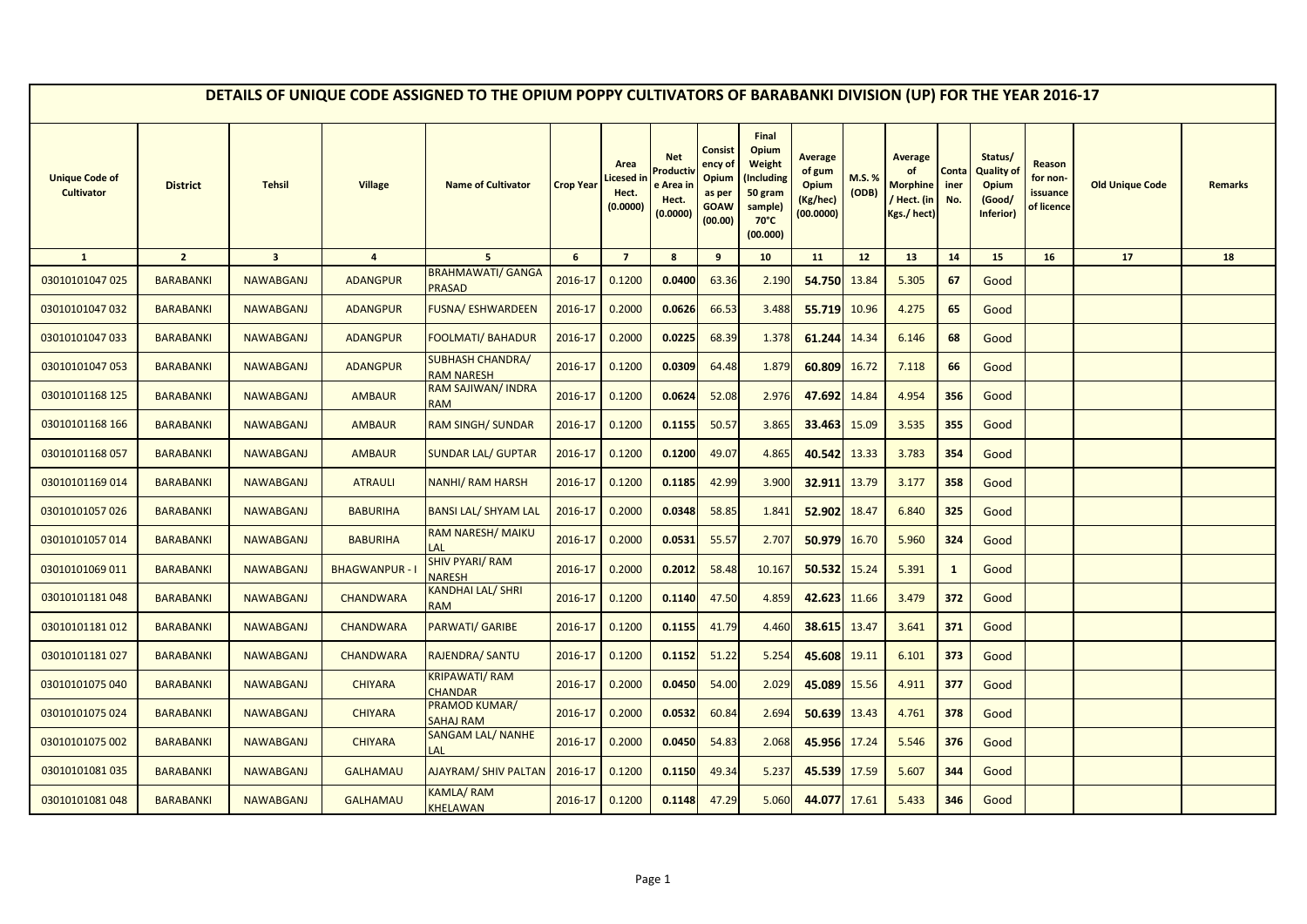# DETAILS OF UNIQUE CODE ASSIGNED TO THE OPIUM POPPY CULTIVATORS OF BARABANKI DIVISION (UP) FOR THE YEAR 2016-17

| Unique Code of Cultivator | District | Tehsil | Village | Name of Cultivator | Crop Year | Area Licesed in Hect. (0.0000) | Net Productive Area in Hect. (0.0000) | Consistency of Opium as per GOAW (00.00) | Final Opium Weight (Including 50 gram sample) 70°C (00.000) | Average of gum Opium (Kg/hec) (00.0000) | M.S. % (ODB) | Average of Morphine / Hect. (in Kgs./ hect) | Container No. | Status/ Quality of Opium (Good/ Inferior) | Reason for non-issuance of licence | Old Unique Code | Remarks |
|---|---|---|---|---|---|---|---|---|---|---|---|---|---|---|---|---|---|
| 1 | 2 | 3 | 4 | 5 | 6 | 7 | 8 | 9 | 10 | 11 | 12 | 13 | 14 | 15 | 16 | 17 | 18 |
| 03010101047 025 | BARABANKI | NAWABGANJ | ADANGPUR | BRAHMAWATI/ GANGA PRASAD | 2016-17 | 0.1200 | **0.0400** | 63.36 | 2.190 | **54.750** | 13.84 | 5.305 | **67** | Good | | | |
| 03010101047 032 | BARABANKI | NAWABGANJ | ADANGPUR | FUSNA/ ESHWARDEEN | 2016-17 | 0.2000 | **0.0626** | 66.53 | 3.488 | **55.719** | 10.96 | 4.275 | **65** | Good | | | |
| 03010101047 033 | BARABANKI | NAWABGANJ | ADANGPUR | FOOLMATI/ BAHADUR | 2016-17 | 0.2000 | **0.0225** | 68.39 | 1.378 | **61.244** | 14.34 | 6.146 | **68** | Good | | | |
| 03010101047 053 | BARABANKI | NAWABGANJ | ADANGPUR | SUBHASH CHANDRA/ RAM NARESH | 2016-17 | 0.1200 | **0.0309** | 64.48 | 1.879 | **60.809** | 16.72 | 7.118 | **66** | Good | | | |
| 03010101168 125 | BARABANKI | NAWABGANJ | AMBAUR | RAM SAJIWAN/ INDRA RAM | 2016-17 | 0.1200 | **0.0624** | 52.08 | 2.976 | **47.692** | 14.84 | 4.954 | **356** | Good | | | |
| 03010101168 166 | BARABANKI | NAWABGANJ | AMBAUR | RAM SINGH/ SUNDAR | 2016-17 | 0.1200 | **0.1155** | 50.57 | 3.865 | **33.463** | 15.09 | 3.535 | **355** | Good | | | |
| 03010101168 057 | BARABANKI | NAWABGANJ | AMBAUR | SUNDAR LAL/ GUPTAR | 2016-17 | 0.1200 | **0.1200** | 49.07 | 4.865 | **40.542** | 13.33 | 3.783 | **354** | Good | | | |
| 03010101169 014 | BARABANKI | NAWABGANJ | ATRAULI | NANHI/ RAM HARSH | 2016-17 | 0.1200 | **0.1185** | 42.99 | 3.900 | **32.911** | 13.79 | 3.177 | **358** | Good | | | |
| 03010101057 026 | BARABANKI | NAWABGANJ | BABURIHA | BANSI LAL/ SHYAM LAL | 2016-17 | 0.2000 | **0.0348** | 58.85 | 1.841 | **52.902** | 18.47 | 6.840 | **325** | Good | | | |
| 03010101057 014 | BARABANKI | NAWABGANJ | BABURIHA | RAM NARESH/ MAIKU LAL | 2016-17 | 0.2000 | **0.0531** | 55.57 | 2.707 | **50.979** | 16.70 | 5.960 | **324** | Good | | | |
| 03010101069 011 | BARABANKI | NAWABGANJ | BHAGWANPUR - I | SHIV PYARI/ RAM NARESH | 2016-17 | 0.2000 | **0.2012** | 58.48 | 10.167 | **50.532** | 15.24 | 5.391 | **1** | Good | | | |
| 03010101181 048 | BARABANKI | NAWABGANJ | CHANDWARA | KANDHAI LAL/ SHRI RAM | 2016-17 | 0.1200 | **0.1140** | 47.50 | 4.859 | **42.623** | 11.66 | 3.479 | **372** | Good | | | |
| 03010101181 012 | BARABANKI | NAWABGANJ | CHANDWARA | PARWATI/ GARIBE | 2016-17 | 0.1200 | **0.1155** | 41.79 | 4.460 | **38.615** | 13.47 | 3.641 | **371** | Good | | | |
| 03010101181 027 | BARABANKI | NAWABGANJ | CHANDWARA | RAJENDRA/ SANTU | 2016-17 | 0.1200 | **0.1152** | 51.22 | 5.254 | **45.608** | 19.11 | 6.101 | **373** | Good | | | |
| 03010101075 040 | BARABANKI | NAWABGANJ | CHIYARA | KRIPAWATI/ RAM CHANDAR | 2016-17 | 0.2000 | **0.0450** | 54.00 | 2.029 | **45.089** | 15.56 | 4.911 | **377** | Good | | | |
| 03010101075 024 | BARABANKI | NAWABGANJ | CHIYARA | PRAMOD KUMAR/ SAHAJ RAM | 2016-17 | 0.2000 | **0.0532** | 60.84 | 2.694 | **50.639** | 13.43 | 4.761 | **378** | Good | | | |
| 03010101075 002 | BARABANKI | NAWABGANJ | CHIYARA | SANGAM LAL/ NANHE LAL | 2016-17 | 0.2000 | **0.0450** | 54.83 | 2.068 | **45.956** | 17.24 | 5.546 | **376** | Good | | | |
| 03010101081 035 | BARABANKI | NAWABGANJ | GALHAMAU | AJAYRAM/ SHIV PALTAN | 2016-17 | 0.1200 | **0.1150** | 49.34 | 5.237 | **45.539** | 17.59 | 5.607 | **344** | Good | | | |
| 03010101081 048 | BARABANKI | NAWABGANJ | GALHAMAU | KAMLA/ RAM KHELAWAN | 2016-17 | 0.1200 | **0.1148** | 47.29 | 5.060 | **44.077** | 17.61 | 5.433 | **346** | Good | | | |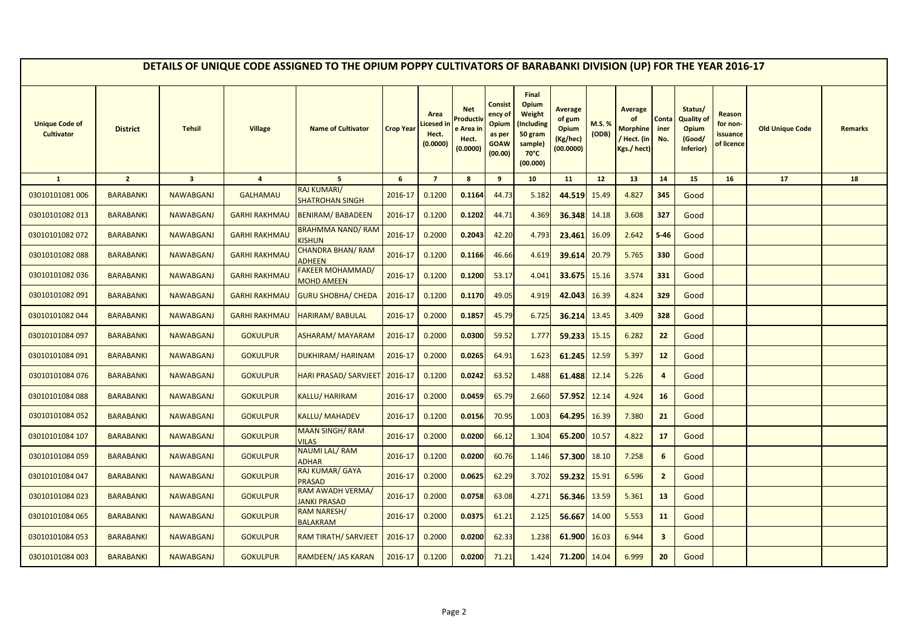## DETAILS OF UNIQUE CODE ASSIGNED TO THE OPIUM POPPY CULTIVATORS OF BARABANKI DIVISION (UP) FOR THE YEAR 2016-17

| Unique Code of Cultivator | District | Tehsil | Village | Name of Cultivator | Crop Year | Area Licesed in Hect. (0.0000) | Net Productive Area in Hect. (0.0000) | Consistency of Opium as per GOAW (00.00) | Final Opium Weight (Including 50 gram sample) 70°C (00.000) | Average of gum Opium (Kg/hec) (00.0000) | M.S. % (ODB) | Average of Morphine / Hect. (in Kgs./ hect) | Container No. | Status/ Quality of Opium (Good/ Inferior) | Reason for non-issuance of licence | Old Unique Code | Remarks |
|---|---|---|---|---|---|---|---|---|---|---|---|---|---|---|---|---|---|
| 1 | 2 | 3 | 4 | 5 | 6 | 7 | 8 | 9 | 10 | 11 | 12 | 13 | 14 | 15 | 16 | 17 | 18 |
| 03010101081 006 | BARABANKI | NAWABGANJ | GALHAMAU | RAJ KUMARI/ SHATROHAN SINGH | 2016-17 | 0.1200 | 0.1164 | 44.73 | 5.182 | 44.519 | 15.49 | 4.827 | 345 | Good | | | |
| 03010101082 013 | BARABANKI | NAWABGANJ | GARHI RAKHMAU | BENIRAM/ BABADEEN | 2016-17 | 0.1200 | 0.1202 | 44.71 | 4.369 | 36.348 | 14.18 | 3.608 | 327 | Good | | | |
| 03010101082 072 | BARABANKI | NAWABGANJ | GARHI RAKHMAU | BRAHMMA NAND/ RAM KISHUN | 2016-17 | 0.2000 | 0.2043 | 42.20 | 4.793 | 23.461 | 16.09 | 2.642 | S-46 | Good | | | |
| 03010101082 088 | BARABANKI | NAWABGANJ | GARHI RAKHMAU | CHANDRA BHAN/ RAM ADHEEN | 2016-17 | 0.1200 | 0.1166 | 46.66 | 4.619 | 39.614 | 20.79 | 5.765 | 330 | Good | | | |
| 03010101082 036 | BARABANKI | NAWABGANJ | GARHI RAKHMAU | FAKEER MOHAMMAD/ MOHD AMEEN | 2016-17 | 0.1200 | 0.1200 | 53.17 | 4.041 | 33.675 | 15.16 | 3.574 | 331 | Good | | | |
| 03010101082 091 | BARABANKI | NAWABGANJ | GARHI RAKHMAU | GURU SHOBHA/ CHEDA | 2016-17 | 0.1200 | 0.1170 | 49.05 | 4.919 | 42.043 | 16.39 | 4.824 | 329 | Good | | | |
| 03010101082 044 | BARABANKI | NAWABGANJ | GARHI RAKHMAU | HARIRAM/ BABULAL | 2016-17 | 0.2000 | 0.1857 | 45.79 | 6.725 | 36.214 | 13.45 | 3.409 | 328 | Good | | | |
| 03010101084 097 | BARABANKI | NAWABGANJ | GOKULPUR | ASHARAM/ MAYARAM | 2016-17 | 0.2000 | 0.0300 | 59.52 | 1.777 | 59.233 | 15.15 | 6.282 | 22 | Good | | | |
| 03010101084 091 | BARABANKI | NAWABGANJ | GOKULPUR | DUKHIRAM/ HARINAM | 2016-17 | 0.2000 | 0.0265 | 64.91 | 1.623 | 61.245 | 12.59 | 5.397 | 12 | Good | | | |
| 03010101084 076 | BARABANKI | NAWABGANJ | GOKULPUR | HARI PRASAD/ SARVJEET | 2016-17 | 0.1200 | 0.0242 | 63.52 | 1.488 | 61.488 | 12.14 | 5.226 | 4 | Good | | | |
| 03010101084 088 | BARABANKI | NAWABGANJ | GOKULPUR | KALLU/ HARIRAM | 2016-17 | 0.2000 | 0.0459 | 65.79 | 2.660 | 57.952 | 12.14 | 4.924 | 16 | Good | | | |
| 03010101084 052 | BARABANKI | NAWABGANJ | GOKULPUR | KALLU/ MAHADEV | 2016-17 | 0.1200 | 0.0156 | 70.95 | 1.003 | 64.295 | 16.39 | 7.380 | 21 | Good | | | |
| 03010101084 107 | BARABANKI | NAWABGANJ | GOKULPUR | MAAN SINGH/ RAM VILAS | 2016-17 | 0.2000 | 0.0200 | 66.12 | 1.304 | 65.200 | 10.57 | 4.822 | 17 | Good | | | |
| 03010101084 059 | BARABANKI | NAWABGANJ | GOKULPUR | NAUMI LAL/ RAM ADHAR | 2016-17 | 0.1200 | 0.0200 | 60.76 | 1.146 | 57.300 | 18.10 | 7.258 | 6 | Good | | | |
| 03010101084 047 | BARABANKI | NAWABGANJ | GOKULPUR | RAJ KUMAR/ GAYA PRASAD | 2016-17 | 0.2000 | 0.0625 | 62.29 | 3.702 | 59.232 | 15.91 | 6.596 | 2 | Good | | | |
| 03010101084 023 | BARABANKI | NAWABGANJ | GOKULPUR | RAM AWADH VERMA/ JANKI PRASAD | 2016-17 | 0.2000 | 0.0758 | 63.08 | 4.271 | 56.346 | 13.59 | 5.361 | 13 | Good | | | |
| 03010101084 065 | BARABANKI | NAWABGANJ | GOKULPUR | RAM NARESH/ BALAKRAM | 2016-17 | 0.2000 | 0.0375 | 61.21 | 2.125 | 56.667 | 14.00 | 5.553 | 11 | Good | | | |
| 03010101084 053 | BARABANKI | NAWABGANJ | GOKULPUR | RAM TIRATH/ SARVJEET | 2016-17 | 0.2000 | 0.0200 | 62.33 | 1.238 | 61.900 | 16.03 | 6.944 | 3 | Good | | | |
| 03010101084 003 | BARABANKI | NAWABGANJ | GOKULPUR | RAMDEEN/ JAS KARAN | 2016-17 | 0.1200 | 0.0200 | 71.21 | 1.424 | 71.200 | 14.04 | 6.999 | 20 | Good | | | |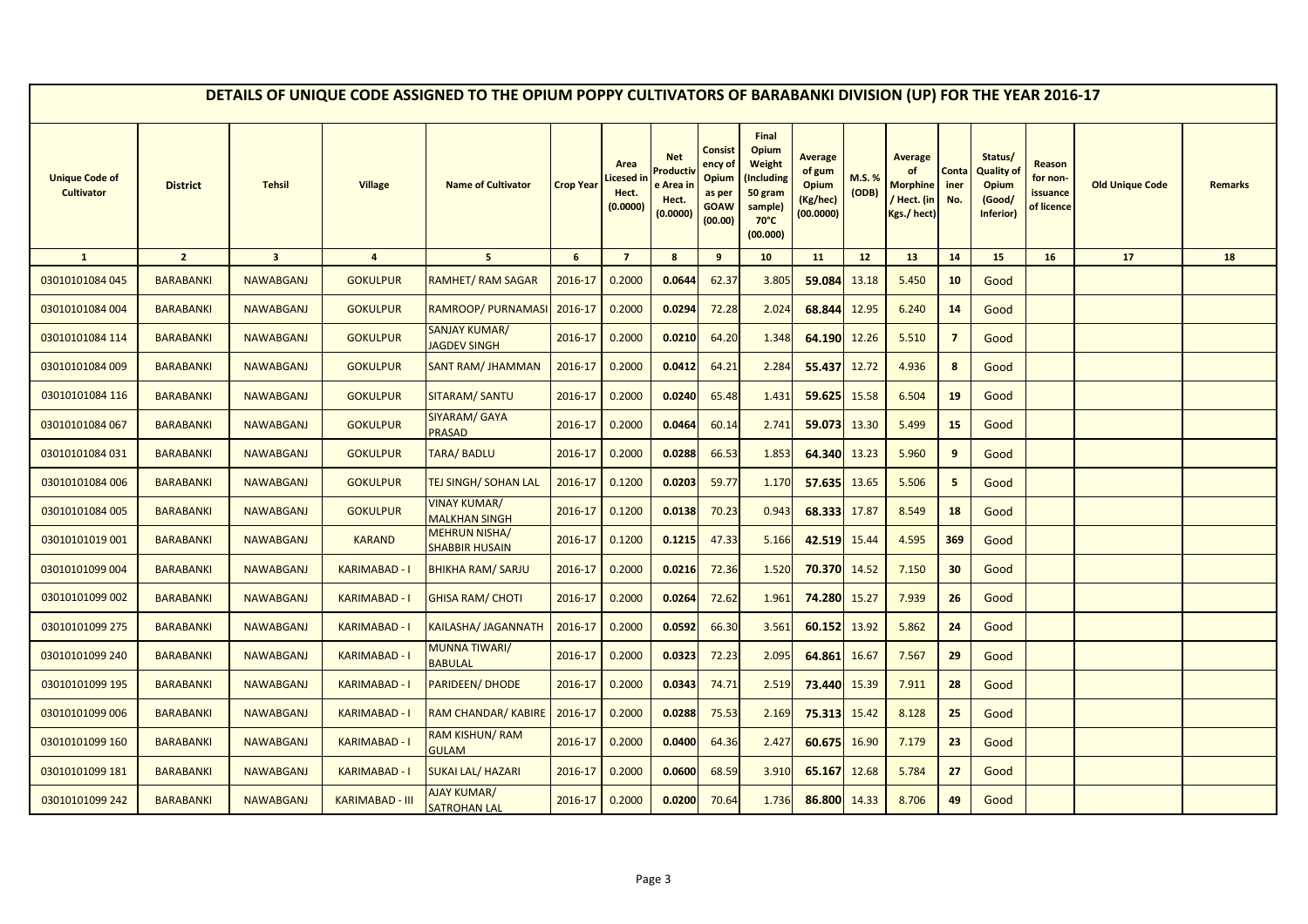# DETAILS OF UNIQUE CODE ASSIGNED TO THE OPIUM POPPY CULTIVATORS OF BARABANKI DIVISION (UP) FOR THE YEAR 2016-17

| Unique Code of Cultivator | District | Tehsil | Village | Name of Cultivator | Crop Year | Area Licesed in Hect. (0.0000) | Net Productive Area in Hect. (0.0000) | Consistency of Opium as per GOAW (00.00) | Final Opium Weight (Including 50 gram sample) 70°C (00.000) | Average of gum Opium (Kg/hec) (00.0000) | M.S. % (ODB) | Average of Morphine / Hect. (in Kgs./ hect) | Container No. | Status/ Quality of Opium (Good/ Inferior) | Reason for non-issuance of licence | Old Unique Code | Remarks |
|---|---|---|---|---|---|---|---|---|---|---|---|---|---|---|---|---|---|
| 1 | 2 | 3 | 4 | 5 | 6 | 7 | 8 | 9 | 10 | 11 | 12 | 13 | 14 | 15 | 16 | 17 | 18 |
| 03010101084 045 | BARABANKI | NAWABGANJ | GOKULPUR | RAMHET/ RAM SAGAR | 2016-17 | 0.2000 | 0.0644 | 62.37 | 3.805 | 59.084 | 13.18 | 5.450 | 10 | Good | | | |
| 03010101084 004 | BARABANKI | NAWABGANJ | GOKULPUR | RAMROOP/ PURNAMASI | 2016-17 | 0.2000 | 0.0294 | 72.28 | 2.024 | 68.844 | 12.95 | 6.240 | 14 | Good | | | |
| 03010101084 114 | BARABANKI | NAWABGANJ | GOKULPUR | SANJAY KUMAR/ JAGDEV SINGH | 2016-17 | 0.2000 | 0.0210 | 64.20 | 1.348 | 64.190 | 12.26 | 5.510 | 7 | Good | | | |
| 03010101084 009 | BARABANKI | NAWABGANJ | GOKULPUR | SANT RAM/ JHAMMAN | 2016-17 | 0.2000 | 0.0412 | 64.21 | 2.284 | 55.437 | 12.72 | 4.936 | 8 | Good | | | |
| 03010101084 116 | BARABANKI | NAWABGANJ | GOKULPUR | SITARAM/ SANTU | 2016-17 | 0.2000 | 0.0240 | 65.48 | 1.431 | 59.625 | 15.58 | 6.504 | 19 | Good | | | |
| 03010101084 067 | BARABANKI | NAWABGANJ | GOKULPUR | SIYARAM/ GAYA PRASAD | 2016-17 | 0.2000 | 0.0464 | 60.14 | 2.741 | 59.073 | 13.30 | 5.499 | 15 | Good | | | |
| 03010101084 031 | BARABANKI | NAWABGANJ | GOKULPUR | TARA/ BADLU | 2016-17 | 0.2000 | 0.0288 | 66.53 | 1.853 | 64.340 | 13.23 | 5.960 | 9 | Good | | | |
| 03010101084 006 | BARABANKI | NAWABGANJ | GOKULPUR | TEJ SINGH/ SOHAN LAL | 2016-17 | 0.1200 | 0.0203 | 59.77 | 1.170 | 57.635 | 13.65 | 5.506 | 5 | Good | | | |
| 03010101084 005 | BARABANKI | NAWABGANJ | GOKULPUR | VINAY KUMAR/ MALKHAN SINGH | 2016-17 | 0.1200 | 0.0138 | 70.23 | 0.943 | 68.333 | 17.87 | 8.549 | 18 | Good | | | |
| 03010101019 001 | BARABANKI | NAWABGANJ | KARAND | MEHRUN NISHA/ SHABBIR HUSAIN | 2016-17 | 0.1200 | 0.1215 | 47.33 | 5.166 | 42.519 | 15.44 | 4.595 | 369 | Good | | | |
| 03010101099 004 | BARABANKI | NAWABGANJ | KARIMABAD - I | BHIKHA RAM/ SARJU | 2016-17 | 0.2000 | 0.0216 | 72.36 | 1.520 | 70.370 | 14.52 | 7.150 | 30 | Good | | | |
| 03010101099 002 | BARABANKI | NAWABGANJ | KARIMABAD - I | GHISA RAM/ CHOTI | 2016-17 | 0.2000 | 0.0264 | 72.62 | 1.961 | 74.280 | 15.27 | 7.939 | 26 | Good | | | |
| 03010101099 275 | BARABANKI | NAWABGANJ | KARIMABAD - I | KAILASHA/ JAGANNATH | 2016-17 | 0.2000 | 0.0592 | 66.30 | 3.561 | 60.152 | 13.92 | 5.862 | 24 | Good | | | |
| 03010101099 240 | BARABANKI | NAWABGANJ | KARIMABAD - I | MUNNA TIWARI/ BABULAL | 2016-17 | 0.2000 | 0.0323 | 72.23 | 2.095 | 64.861 | 16.67 | 7.567 | 29 | Good | | | |
| 03010101099 195 | BARABANKI | NAWABGANJ | KARIMABAD - I | PARIDEEN/ DHODE | 2016-17 | 0.2000 | 0.0343 | 74.71 | 2.519 | 73.440 | 15.39 | 7.911 | 28 | Good | | | |
| 03010101099 006 | BARABANKI | NAWABGANJ | KARIMABAD - I | RAM CHANDAR/ KABIRE | 2016-17 | 0.2000 | 0.0288 | 75.53 | 2.169 | 75.313 | 15.42 | 8.128 | 25 | Good | | | |
| 03010101099 160 | BARABANKI | NAWABGANJ | KARIMABAD - I | RAM KISHUN/ RAM GULAM | 2016-17 | 0.2000 | 0.0400 | 64.36 | 2.427 | 60.675 | 16.90 | 7.179 | 23 | Good | | | |
| 03010101099 181 | BARABANKI | NAWABGANJ | KARIMABAD - I | SUKAI LAL/ HAZARI | 2016-17 | 0.2000 | 0.0600 | 68.59 | 3.910 | 65.167 | 12.68 | 5.784 | 27 | Good | | | |
| 03010101099 242 | BARABANKI | NAWABGANJ | KARIMABAD - III | AJAY KUMAR/ SATROHAN LAL | 2016-17 | 0.2000 | 0.0200 | 70.64 | 1.736 | 86.800 | 14.33 | 8.706 | 49 | Good | | | |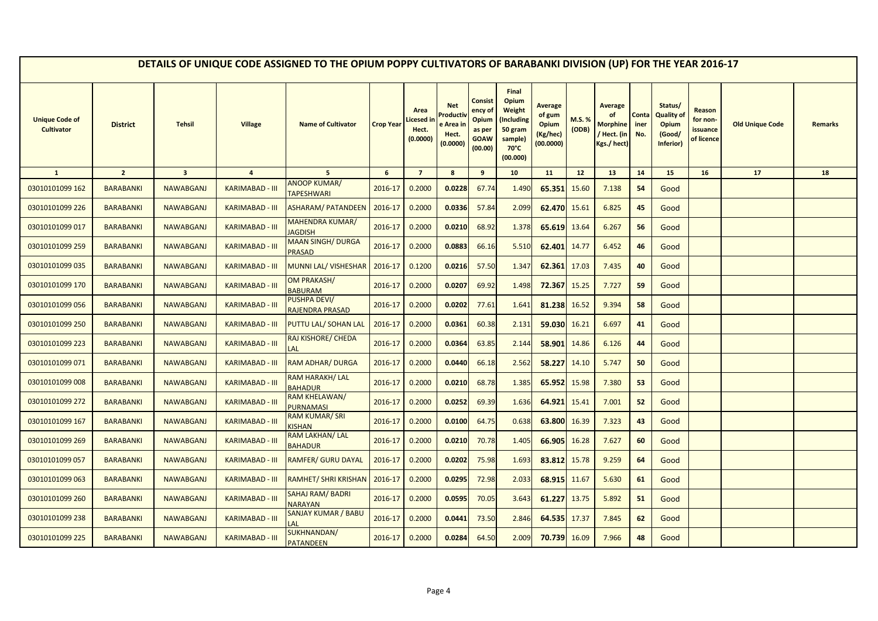# DETAILS OF UNIQUE CODE ASSIGNED TO THE OPIUM POPPY CULTIVATORS OF BARABANKI DIVISION (UP) FOR THE YEAR 2016-17

| Unique Code of Cultivator | District | Tehsil | Village | Name of Cultivator | Crop Year | Area Licensed in Hect. (0.0000) | Net Productive Area in Hect. (0.0000) | Consistency of Opium as per GOAW (00.00) | Final Opium Weight (Including 50 gram sample) 70°C (00.000) | Average of gum Opium (Kg/hec) (00.0000) | M.S. % (ODB) | Average of Morphine / Hect. (in Kgs./ hect) | Container No. | Status/ Quality of Opium (Good/ Inferior) | Reason for non-issuance of licence | Old Unique Code | Remarks |
|---|---|---|---|---|---|---|---|---|---|---|---|---|---|---|---|---|---|
| 1 | 2 | 3 | 4 | 5 | 6 | 7 | 8 | 9 | 10 | 11 | 12 | 13 | 14 | 15 | 16 | 17 | 18 |
| 03010101099 162 | BARABANKI | NAWABGANJ | KARIMABAD - III | ANOOP KUMAR/ TAPESHWARI | 2016-17 | 0.2000 | 0.0228 | 67.74 | 1.490 | 65.351 | 15.60 | 7.138 | 54 | Good | | | |
| 03010101099 226 | BARABANKI | NAWABGANJ | KARIMABAD - III | ASHARAM/ PATANDEEN | 2016-17 | 0.2000 | 0.0336 | 57.84 | 2.099 | 62.470 | 15.61 | 6.825 | 45 | Good | | | |
| 03010101099 017 | BARABANKI | NAWABGANJ | KARIMABAD - III | MAHENDRA KUMAR/ JAGDISH | 2016-17 | 0.2000 | 0.0210 | 68.92 | 1.378 | 65.619 | 13.64 | 6.267 | 56 | Good | | | |
| 03010101099 259 | BARABANKI | NAWABGANJ | KARIMABAD - III | MAAN SINGH/ DURGA PRASAD | 2016-17 | 0.2000 | 0.0883 | 66.16 | 5.510 | 62.401 | 14.77 | 6.452 | 46 | Good | | | |
| 03010101099 035 | BARABANKI | NAWABGANJ | KARIMABAD - III | MUNNI LAL/ VISHESHAR | 2016-17 | 0.1200 | 0.0216 | 57.50 | 1.347 | 62.361 | 17.03 | 7.435 | 40 | Good | | | |
| 03010101099 170 | BARABANKI | NAWABGANJ | KARIMABAD - III | OM PRAKASH/ BABURAM | 2016-17 | 0.2000 | 0.0207 | 69.92 | 1.498 | 72.367 | 15.25 | 7.727 | 59 | Good | | | |
| 03010101099 056 | BARABANKI | NAWABGANJ | KARIMABAD - III | PUSHPA DEVI/ RAJENDRA PRASAD | 2016-17 | 0.2000 | 0.0202 | 77.61 | 1.641 | 81.238 | 16.52 | 9.394 | 58 | Good | | | |
| 03010101099 250 | BARABANKI | NAWABGANJ | KARIMABAD - III | PUTTU LAL/ SOHAN LAL | 2016-17 | 0.2000 | 0.0361 | 60.38 | 2.131 | 59.030 | 16.21 | 6.697 | 41 | Good | | | |
| 03010101099 223 | BARABANKI | NAWABGANJ | KARIMABAD - III | RAJ KISHORE/ CHEDA LAL | 2016-17 | 0.2000 | 0.0364 | 63.85 | 2.144 | 58.901 | 14.86 | 6.126 | 44 | Good | | | |
| 03010101099 071 | BARABANKI | NAWABGANJ | KARIMABAD - III | RAM ADHAR/ DURGA | 2016-17 | 0.2000 | 0.0440 | 66.18 | 2.562 | 58.227 | 14.10 | 5.747 | 50 | Good | | | |
| 03010101099 008 | BARABANKI | NAWABGANJ | KARIMABAD - III | RAM HARAKH/ LAL BAHADUR | 2016-17 | 0.2000 | 0.0210 | 68.78 | 1.385 | 65.952 | 15.98 | 7.380 | 53 | Good | | | |
| 03010101099 272 | BARABANKI | NAWABGANJ | KARIMABAD - III | RAM KHELAWAN/ PURNAMASI | 2016-17 | 0.2000 | 0.0252 | 69.39 | 1.636 | 64.921 | 15.41 | 7.001 | 52 | Good | | | |
| 03010101099 167 | BARABANKI | NAWABGANJ | KARIMABAD - III | RAM KUMAR/ SRI KISHAN | 2016-17 | 0.2000 | 0.0100 | 64.75 | 0.638 | 63.800 | 16.39 | 7.323 | 43 | Good | | | |
| 03010101099 269 | BARABANKI | NAWABGANJ | KARIMABAD - III | RAM LAKHAN/ LAL BAHADUR | 2016-17 | 0.2000 | 0.0210 | 70.78 | 1.405 | 66.905 | 16.28 | 7.627 | 60 | Good | | | |
| 03010101099 057 | BARABANKI | NAWABGANJ | KARIMABAD - III | RAMFER/ GURU DAYAL | 2016-17 | 0.2000 | 0.0202 | 75.98 | 1.693 | 83.812 | 15.78 | 9.259 | 64 | Good | | | |
| 03010101099 063 | BARABANKI | NAWABGANJ | KARIMABAD - III | RAMHET/ SHRI KRISHAN | 2016-17 | 0.2000 | 0.0295 | 72.98 | 2.033 | 68.915 | 11.67 | 5.630 | 61 | Good | | | |
| 03010101099 260 | BARABANKI | NAWABGANJ | KARIMABAD - III | SAHAJ RAM/ BADRI NARAYAN | 2016-17 | 0.2000 | 0.0595 | 70.05 | 3.643 | 61.227 | 13.75 | 5.892 | 51 | Good | | | |
| 03010101099 238 | BARABANKI | NAWABGANJ | KARIMABAD - III | SANJAY KUMAR / BABU LAL | 2016-17 | 0.2000 | 0.0441 | 73.50 | 2.846 | 64.535 | 17.37 | 7.845 | 62 | Good | | | |
| 03010101099 225 | BARABANKI | NAWABGANJ | KARIMABAD - III | SUKHNANDAN/ PATANDEEN | 2016-17 | 0.2000 | 0.0284 | 64.50 | 2.009 | 70.739 | 16.09 | 7.966 | 48 | Good | | | |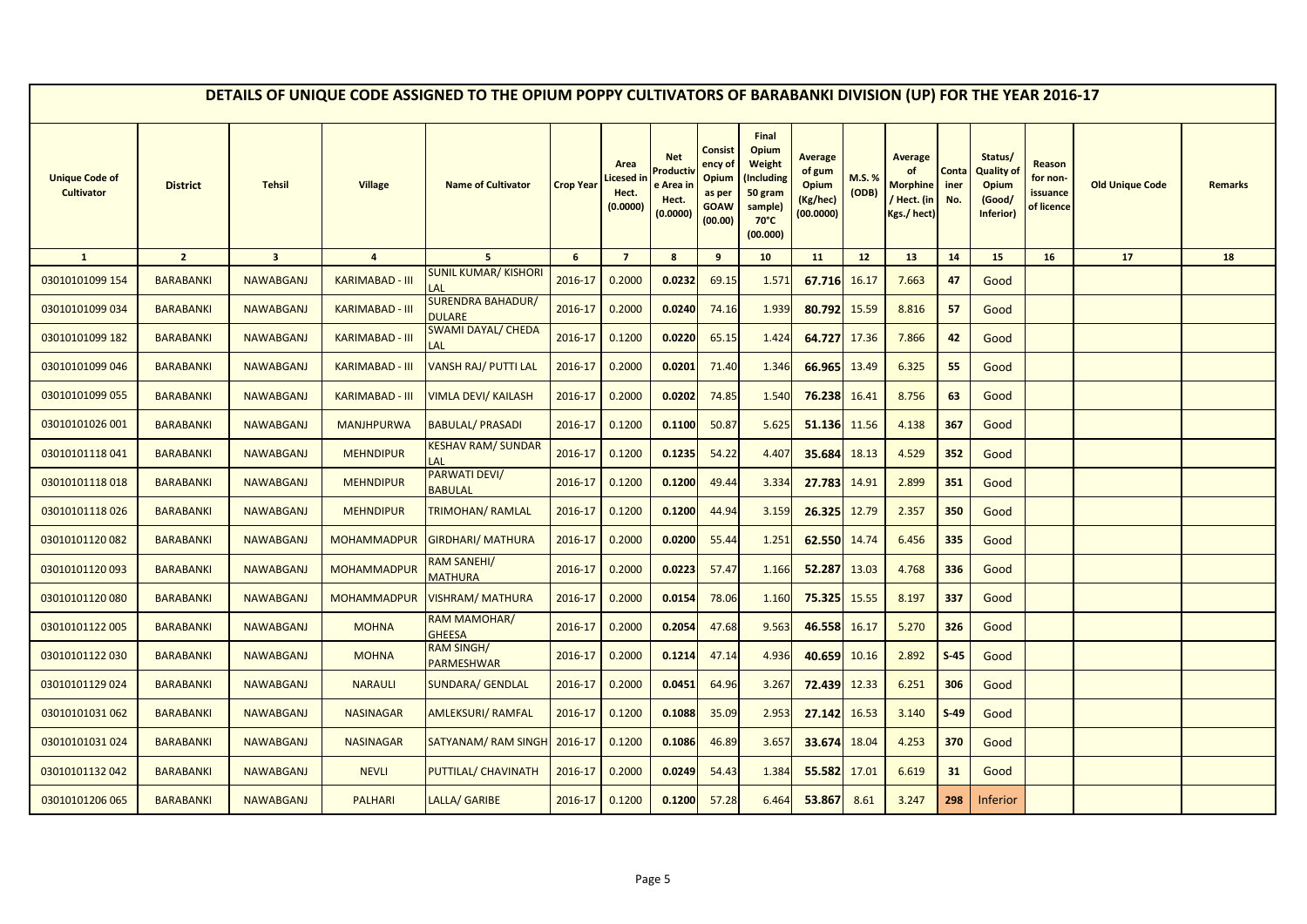# DETAILS OF UNIQUE CODE ASSIGNED TO THE OPIUM POPPY CULTIVATORS OF BARABANKI DIVISION (UP) FOR THE YEAR 2016-17

| Unique Code of Cultivator | District | Tehsil | Village | Name of Cultivator | Crop Year | Area Licesed in Hect. (0.0000) | Net Productive Area in Hect. (0.0000) | Consistency of Opium as per GOAW (00.00) | Final Opium Weight (Including 50 gram sample) 70°C (00.000) | Average of gum Opium (Kg/hec) (00.0000) | M.S. % (ODB) | Average of Morphine / Hect. (in Kgs./ hect) | Container No. | Status/ Quality of Opium (Good/ Inferior) | Reason for non-issuance of licence | Old Unique Code | Remarks |
|---|---|---|---|---|---|---|---|---|---|---|---|---|---|---|---|---|---|
| 1 | 2 | 3 | 4 | 5 | 6 | 7 | 8 | 9 | 10 | 11 | 12 | 13 | 14 | 15 | 16 | 17 | 18 |
| 03010101099 154 | BARABANKI | NAWABGANJ | KARIMABAD - III | SUNIL KUMAR/ KISHORI LAL | 2016-17 | 0.2000 | 0.0232 | 69.15 | 1.571 | 67.716 | 16.17 | 7.663 | 47 | Good | | | |
| 03010101099 034 | BARABANKI | NAWABGANJ | KARIMABAD - III | SURENDRA BAHADUR/ DULARE | 2016-17 | 0.2000 | 0.0240 | 74.16 | 1.939 | 80.792 | 15.59 | 8.816 | 57 | Good | | | |
| 03010101099 182 | BARABANKI | NAWABGANJ | KARIMABAD - III | SWAMI DAYAL/ CHEDA LAL | 2016-17 | 0.1200 | 0.0220 | 65.15 | 1.424 | 64.727 | 17.36 | 7.866 | 42 | Good | | | |
| 03010101099 046 | BARABANKI | NAWABGANJ | KARIMABAD - III | VANSH RAJ/ PUTTI LAL | 2016-17 | 0.2000 | 0.0201 | 71.40 | 1.346 | 66.965 | 13.49 | 6.325 | 55 | Good | | | |
| 03010101099 055 | BARABANKI | NAWABGANJ | KARIMABAD - III | VIMLA DEVI/ KAILASH | 2016-17 | 0.2000 | 0.0202 | 74.85 | 1.540 | 76.238 | 16.41 | 8.756 | 63 | Good | | | |
| 03010101026 001 | BARABANKI | NAWABGANJ | MANJHPURWA | BABULAL/ PRASADI | 2016-17 | 0.1200 | 0.1100 | 50.87 | 5.625 | 51.136 | 11.56 | 4.138 | 367 | Good | | | |
| 03010101118 041 | BARABANKI | NAWABGANJ | MEHNDIPUR | KESHAV RAM/ SUNDAR LAL | 2016-17 | 0.1200 | 0.1235 | 54.22 | 4.407 | 35.684 | 18.13 | 4.529 | 352 | Good | | | |
| 03010101118 018 | BARABANKI | NAWABGANJ | MEHNDIPUR | PARWATI DEVI/ BABULAL | 2016-17 | 0.1200 | 0.1200 | 49.44 | 3.334 | 27.783 | 14.91 | 2.899 | 351 | Good | | | |
| 03010101118 026 | BARABANKI | NAWABGANJ | MEHNDIPUR | TRIMOHAN/ RAMLAL | 2016-17 | 0.1200 | 0.1200 | 44.94 | 3.159 | 26.325 | 12.79 | 2.357 | 350 | Good | | | |
| 03010101120 082 | BARABANKI | NAWABGANJ | MOHAMMADPUR | GIRDHARI/ MATHURA | 2016-17 | 0.2000 | 0.0200 | 55.44 | 1.251 | 62.550 | 14.74 | 6.456 | 335 | Good | | | |
| 03010101120 093 | BARABANKI | NAWABGANJ | MOHAMMADPUR | RAM SANEHI/ MATHURA | 2016-17 | 0.2000 | 0.0223 | 57.47 | 1.166 | 52.287 | 13.03 | 4.768 | 336 | Good | | | |
| 03010101120 080 | BARABANKI | NAWABGANJ | MOHAMMADPUR | VISHRAM/ MATHURA | 2016-17 | 0.2000 | 0.0154 | 78.06 | 1.160 | 75.325 | 15.55 | 8.197 | 337 | Good | | | |
| 03010101122 005 | BARABANKI | NAWABGANJ | MOHNA | RAM MAMOHAR/ GHEESA | 2016-17 | 0.2000 | 0.2054 | 47.68 | 9.563 | 46.558 | 16.17 | 5.270 | 326 | Good | | | |
| 03010101122 030 | BARABANKI | NAWABGANJ | MOHNA | RAM SINGH/ PARMESHWAR | 2016-17 | 0.2000 | 0.1214 | 47.14 | 4.936 | 40.659 | 10.16 | 2.892 | S-45 | Good | | | |
| 03010101129 024 | BARABANKI | NAWABGANJ | NARAULI | SUNDARA/ GENDLAL | 2016-17 | 0.2000 | 0.0451 | 64.96 | 3.267 | 72.439 | 12.33 | 6.251 | 306 | Good | | | |
| 03010101031 062 | BARABANKI | NAWABGANJ | NASINAGAR | AMLEKSURI/ RAMFAL | 2016-17 | 0.1200 | 0.1088 | 35.09 | 2.953 | 27.142 | 16.53 | 3.140 | S-49 | Good | | | |
| 03010101031 024 | BARABANKI | NAWABGANJ | NASINAGAR | SATYANAM/ RAM SINGH | 2016-17 | 0.1200 | 0.1086 | 46.89 | 3.657 | 33.674 | 18.04 | 4.253 | 370 | Good | | | |
| 03010101132 042 | BARABANKI | NAWABGANJ | NEVLI | PUTTILAL/ CHAVINATH | 2016-17 | 0.2000 | 0.0249 | 54.43 | 1.384 | 55.582 | 17.01 | 6.619 | 31 | Good | | | |
| 03010101206 065 | BARABANKI | NAWABGANJ | PALHARI | LALLA/ GARIBE | 2016-17 | 0.1200 | 0.1200 | 57.28 | 6.464 | 53.867 | 8.61 | 3.247 | 298 | Inferior | | | |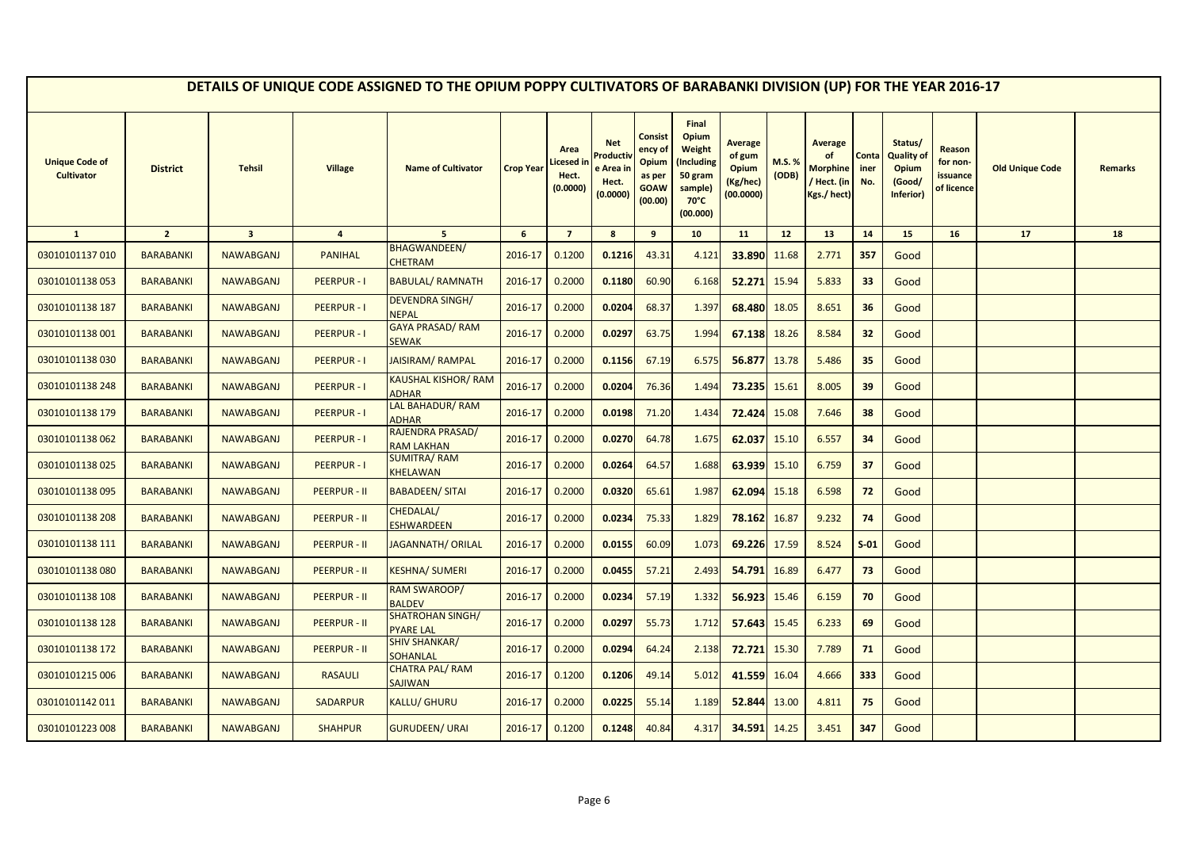# DETAILS OF UNIQUE CODE ASSIGNED TO THE OPIUM POPPY CULTIVATORS OF BARABANKI DIVISION (UP) FOR THE YEAR 2016-17

| Unique Code of Cultivator | District | Tehsil | Village | Name of Cultivator | Crop Year | Area Licesed in Hect. (0.0000) | Net Productive Area in Hect. (0.0000) | Consistency of Opium as per GOAW (00.00) | Final Opium Weight (Including 50 gram sample) 70°C (00.000) | Average of gum Opium (Kg/hec) (00.0000) | M.S. % (ODB) | Average of Morphine / Hect. (in Kgs./ hect) | Container No. | Status/ Quality of Opium (Good/ Inferior) | Reason for non-issuance of licence | Old Unique Code | Remarks |
|---|---|---|---|---|---|---|---|---|---|---|---|---|---|---|---|---|---|
| 1 | 2 | 3 | 4 | 5 | 6 | 7 | 8 | 9 | 10 | 11 | 12 | 13 | 14 | 15 | 16 | 17 | 18 |
| 03010101137 010 | BARABANKI | NAWABGANJ | PANIHAL | BHAGWANDEEN/ CHETRAM | 2016-17 | 0.1200 | **0.1216** | 43.31 | 4.121 | **33.890** | 11.68 | 2.771 | **357** | Good | | | |
| 03010101138 053 | BARABANKI | NAWABGANJ | PEERPUR - I | BABULAL/ RAMNATH | 2016-17 | 0.2000 | **0.1180** | 60.90 | 6.168 | **52.271** | 15.94 | 5.833 | **33** | Good | | | |
| 03010101138 187 | BARABANKI | NAWABGANJ | PEERPUR - I | DEVENDRA SINGH/ NEPAL | 2016-17 | 0.2000 | **0.0204** | 68.37 | 1.397 | **68.480** | 18.05 | 8.651 | **36** | Good | | | |
| 03010101138 001 | BARABANKI | NAWABGANJ | PEERPUR - I | GAYA PRASAD/ RAM SEWAK | 2016-17 | 0.2000 | **0.0297** | 63.75 | 1.994 | **67.138** | 18.26 | 8.584 | **32** | Good | | | |
| 03010101138 030 | BARABANKI | NAWABGANJ | PEERPUR - I | JAISIRAM/ RAMPAL | 2016-17 | 0.2000 | **0.1156** | 67.19 | 6.575 | **56.877** | 13.78 | 5.486 | **35** | Good | | | |
| 03010101138 248 | BARABANKI | NAWABGANJ | PEERPUR - I | KAUSHAL KISHOR/ RAM ADHAR | 2016-17 | 0.2000 | **0.0204** | 76.36 | 1.494 | **73.235** | 15.61 | 8.005 | **39** | Good | | | |
| 03010101138 179 | BARABANKI | NAWABGANJ | PEERPUR - I | LAL BAHADUR/ RAM ADHAR | 2016-17 | 0.2000 | **0.0198** | 71.20 | 1.434 | **72.424** | 15.08 | 7.646 | **38** | Good | | | |
| 03010101138 062 | BARABANKI | NAWABGANJ | PEERPUR - I | RAJENDRA PRASAD/ RAM LAKHAN | 2016-17 | 0.2000 | **0.0270** | 64.78 | 1.675 | **62.037** | 15.10 | 6.557 | **34** | Good | | | |
| 03010101138 025 | BARABANKI | NAWABGANJ | PEERPUR - I | SUMITRA/ RAM KHELAWAN | 2016-17 | 0.2000 | **0.0264** | 64.57 | 1.688 | **63.939** | 15.10 | 6.759 | **37** | Good | | | |
| 03010101138 095 | BARABANKI | NAWABGANJ | PEERPUR - II | BABADEEN/ SITAI | 2016-17 | 0.2000 | **0.0320** | 65.61 | 1.987 | **62.094** | 15.18 | 6.598 | **72** | Good | | | |
| 03010101138 208 | BARABANKI | NAWABGANJ | PEERPUR - II | CHEDALAL/ ESHWARDEEN | 2016-17 | 0.2000 | **0.0234** | 75.33 | 1.829 | **78.162** | 16.87 | 9.232 | **74** | Good | | | |
| 03010101138 111 | BARABANKI | NAWABGANJ | PEERPUR - II | JAGANNATH/ ORILAL | 2016-17 | 0.2000 | **0.0155** | 60.09 | 1.073 | **69.226** | 17.59 | 8.524 | **S-01** | Good | | | |
| 03010101138 080 | BARABANKI | NAWABGANJ | PEERPUR - II | KESHNA/ SUMERI | 2016-17 | 0.2000 | **0.0455** | 57.21 | 2.493 | **54.791** | 16.89 | 6.477 | **73** | Good | | | |
| 03010101138 108 | BARABANKI | NAWABGANJ | PEERPUR - II | RAM SWAROOP/ BALDEV | 2016-17 | 0.2000 | **0.0234** | 57.19 | 1.332 | **56.923** | 15.46 | 6.159 | **70** | Good | | | |
| 03010101138 128 | BARABANKI | NAWABGANJ | PEERPUR - II | SHATROHAN SINGH/ PYARE LAL | 2016-17 | 0.2000 | **0.0297** | 55.73 | 1.712 | **57.643** | 15.45 | 6.233 | **69** | Good | | | |
| 03010101138 172 | BARABANKI | NAWABGANJ | PEERPUR - II | SHIV SHANKAR/ SOHANLAL | 2016-17 | 0.2000 | **0.0294** | 64.24 | 2.138 | **72.721** | 15.30 | 7.789 | **71** | Good | | | |
| 03010101215 006 | BARABANKI | NAWABGANJ | RASAULI | CHATRA PAL/ RAM SAJIWAN | 2016-17 | 0.1200 | **0.1206** | 49.14 | 5.012 | **41.559** | 16.04 | 4.666 | **333** | Good | | | |
| 03010101142 011 | BARABANKI | NAWABGANJ | SADARPUR | KALLU/ GHURU | 2016-17 | 0.2000 | **0.0225** | 55.14 | 1.189 | **52.844** | 13.00 | 4.811 | **75** | Good | | | |
| 03010101223 008 | BARABANKI | NAWABGANJ | SHAHPUR | GURUDEEN/ URAI | 2016-17 | 0.1200 | **0.1248** | 40.84 | 4.317 | **34.591** | 14.25 | 3.451 | **347** | Good | | | |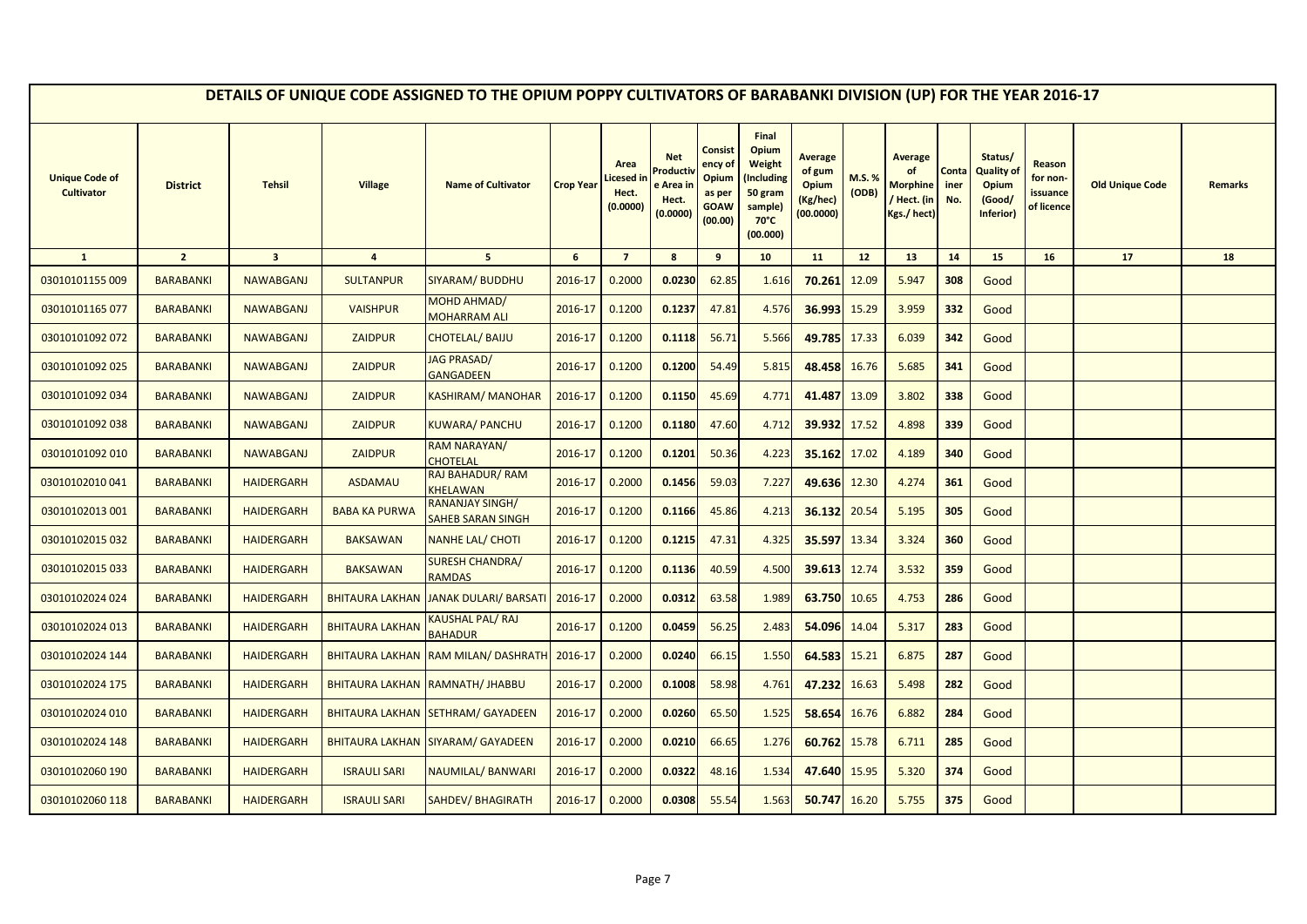# DETAILS OF UNIQUE CODE ASSIGNED TO THE OPIUM POPPY CULTIVATORS OF BARABANKI DIVISION (UP) FOR THE YEAR 2016-17

| Unique Code of Cultivator | District | Tehsil | Village | Name of Cultivator | Crop Year | Area Licesed in Hect. (0.0000) | Net Productive Area in Hect. (0.0000) | Consistency of Opium as per GOAW (00.00) | Final Opium Weight (Including 50 gram sample) 70°C (00.000) | Average of gum Opium (Kg/hec) (00.0000) | M.S. % (ODB) | Average of Morphine / Hect. (in Kgs./ hect) | Container No. | Status/ Quality of Opium (Good/ Inferior) | Reason for non-issuance of licence | Old Unique Code | Remarks |
|---|---|---|---|---|---|---|---|---|---|---|---|---|---|---|---|---|---|
| 1 | 2 | 3 | 4 | 5 | 6 | 7 | 8 | 9 | 10 | 11 | 12 | 13 | 14 | 15 | 16 | 17 | 18 |
| 03010101155 009 | BARABANKI | NAWABGANJ | SULTANPUR | SIYARAM/ BUDDHU | 2016-17 | 0.2000 | 0.0230 | 62.85 | 1.616 | 70.261 | 12.09 | 5.947 | 308 | Good | | | |
| 03010101165 077 | BARABANKI | NAWABGANJ | VAISHPUR | MOHD AHMAD/ MOHARRAM ALI | 2016-17 | 0.1200 | 0.1237 | 47.81 | 4.576 | 36.993 | 15.29 | 3.959 | 332 | Good | | | |
| 03010101092 072 | BARABANKI | NAWABGANJ | ZAIDPUR | CHOTELAL/ BAIJU | 2016-17 | 0.1200 | 0.1118 | 56.71 | 5.566 | 49.785 | 17.33 | 6.039 | 342 | Good | | | |
| 03010101092 025 | BARABANKI | NAWABGANJ | ZAIDPUR | JAG PRASAD/ GANGADEEN | 2016-17 | 0.1200 | 0.1200 | 54.49 | 5.815 | 48.458 | 16.76 | 5.685 | 341 | Good | | | |
| 03010101092 034 | BARABANKI | NAWABGANJ | ZAIDPUR | KASHIRAM/ MANOHAR | 2016-17 | 0.1200 | 0.1150 | 45.69 | 4.771 | 41.487 | 13.09 | 3.802 | 338 | Good | | | |
| 03010101092 038 | BARABANKI | NAWABGANJ | ZAIDPUR | KUWARA/ PANCHU | 2016-17 | 0.1200 | 0.1180 | 47.60 | 4.712 | 39.932 | 17.52 | 4.898 | 339 | Good | | | |
| 03010101092 010 | BARABANKI | NAWABGANJ | ZAIDPUR | RAM NARAYAN/ CHOTELAL | 2016-17 | 0.1200 | 0.1201 | 50.36 | 4.223 | 35.162 | 17.02 | 4.189 | 340 | Good | | | |
| 03010102010 041 | BARABANKI | HAIDERGARH | ASDAMAU | RAJ BAHADUR/ RAM KHELAWAN | 2016-17 | 0.2000 | 0.1456 | 59.03 | 7.227 | 49.636 | 12.30 | 4.274 | 361 | Good | | | |
| 03010102013 001 | BARABANKI | HAIDERGARH | BABA KA PURWA | RANANJAY SINGH/ SAHEB SARAN SINGH | 2016-17 | 0.1200 | 0.1166 | 45.86 | 4.213 | 36.132 | 20.54 | 5.195 | 305 | Good | | | |
| 03010102015 032 | BARABANKI | HAIDERGARH | BAKSAWAN | NANHE LAL/ CHOTI | 2016-17 | 0.1200 | 0.1215 | 47.31 | 4.325 | 35.597 | 13.34 | 3.324 | 360 | Good | | | |
| 03010102015 033 | BARABANKI | HAIDERGARH | BAKSAWAN | SURESH CHANDRA/ RAMDAS | 2016-17 | 0.1200 | 0.1136 | 40.59 | 4.500 | 39.613 | 12.74 | 3.532 | 359 | Good | | | |
| 03010102024 024 | BARABANKI | HAIDERGARH | BHITAURA LAKHAN | JANAK DULARI/ BARSATI | 2016-17 | 0.2000 | 0.0312 | 63.58 | 1.989 | 63.750 | 10.65 | 4.753 | 286 | Good | | | |
| 03010102024 013 | BARABANKI | HAIDERGARH | BHITAURA LAKHAN | KAUSHAL PAL/ RAJ BAHADUR | 2016-17 | 0.1200 | 0.0459 | 56.25 | 2.483 | 54.096 | 14.04 | 5.317 | 283 | Good | | | |
| 03010102024 144 | BARABANKI | HAIDERGARH | BHITAURA LAKHAN | RAM MILAN/ DASHRATH | 2016-17 | 0.2000 | 0.0240 | 66.15 | 1.550 | 64.583 | 15.21 | 6.875 | 287 | Good | | | |
| 03010102024 175 | BARABANKI | HAIDERGARH | BHITAURA LAKHAN | RAMNATH/ JHABBU | 2016-17 | 0.2000 | 0.1008 | 58.98 | 4.761 | 47.232 | 16.63 | 5.498 | 282 | Good | | | |
| 03010102024 010 | BARABANKI | HAIDERGARH | BHITAURA LAKHAN | SETHRAM/ GAYADEEN | 2016-17 | 0.2000 | 0.0260 | 65.50 | 1.525 | 58.654 | 16.76 | 6.882 | 284 | Good | | | |
| 03010102024 148 | BARABANKI | HAIDERGARH | BHITAURA LAKHAN | SIYARAM/ GAYADEEN | 2016-17 | 0.2000 | 0.0210 | 66.65 | 1.276 | 60.762 | 15.78 | 6.711 | 285 | Good | | | |
| 03010102060 190 | BARABANKI | HAIDERGARH | ISRAULI SARI | NAUMILAL/ BANWARI | 2016-17 | 0.2000 | 0.0322 | 48.16 | 1.534 | 47.640 | 15.95 | 5.320 | 374 | Good | | | |
| 03010102060 118 | BARABANKI | HAIDERGARH | ISRAULI SARI | SAHDEV/ BHAGIRATH | 2016-17 | 0.2000 | 0.0308 | 55.54 | 1.563 | 50.747 | 16.20 | 5.755 | 375 | Good | | | |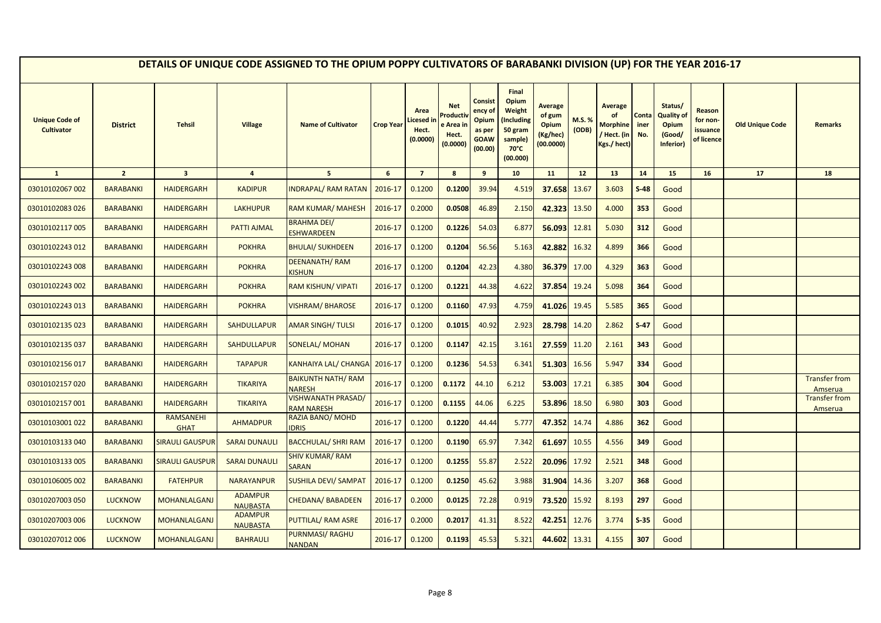# DETAILS OF UNIQUE CODE ASSIGNED TO THE OPIUM POPPY CULTIVATORS OF BARABANKI DIVISION (UP) FOR THE YEAR 2016-17

| Unique Code of Cultivator | District | Tehsil | Village | Name of Cultivator | Crop Year | Area Licesed in Hect. (0.0000) | Net Productive Area in Hect. (0.0000) | Consistency of Opium as per GOAW (00.00) | Final Opium Weight (Including 50 gram sample) 70°C (00.000) | Average of gum Opium (Kg/hec) (00.0000) | M.S. % (ODB) | Average of Morphine / Hect. (in Kgs./ hect) | Container No. | Status/ Quality of Opium (Good/ Inferior) | Reason for non-issuance of licence | Old Unique Code | Remarks |
|---|---|---|---|---|---|---|---|---|---|---|---|---|---|---|---|---|---|
| 1 | 2 | 3 | 4 | 5 | 6 | 7 | 8 | 9 | 10 | 11 | 12 | 13 | 14 | 15 | 16 | 17 | 18 |
| 03010102067 002 | BARABANKI | HAIDERGARH | KADIPUR | INDRAPAL/ RAM RATAN | 2016-17 | 0.1200 | 0.1200 | 39.94 | 4.519 | 37.658 | 13.67 | 3.603 | S-48 | Good | | | |
| 03010102083 026 | BARABANKI | HAIDERGARH | LAKHUPUR | RAM KUMAR/ MAHESH | 2016-17 | 0.2000 | 0.0508 | 46.89 | 2.150 | 42.323 | 13.50 | 4.000 | 353 | Good | | | |
| 03010102117 005 | BARABANKI | HAIDERGARH | PATTI AJMAL | BRAHMA DEI/ ESHWARDEEN | 2016-17 | 0.1200 | 0.1226 | 54.03 | 6.877 | 56.093 | 12.81 | 5.030 | 312 | Good | | | |
| 03010102243 012 | BARABANKI | HAIDERGARH | POKHRA | BHULAI/ SUKHDEEN | 2016-17 | 0.1200 | 0.1204 | 56.56 | 5.163 | 42.882 | 16.32 | 4.899 | 366 | Good | | | |
| 03010102243 008 | BARABANKI | HAIDERGARH | POKHRA | DEENANATH/ RAM KISHUN | 2016-17 | 0.1200 | 0.1204 | 42.23 | 4.380 | 36.379 | 17.00 | 4.329 | 363 | Good | | | |
| 03010102243 002 | BARABANKI | HAIDERGARH | POKHRA | RAM KISHUN/ VIPATI | 2016-17 | 0.1200 | 0.1221 | 44.38 | 4.622 | 37.854 | 19.24 | 5.098 | 364 | Good | | | |
| 03010102243 013 | BARABANKI | HAIDERGARH | POKHRA | VISHRAM/ BHAROSE | 2016-17 | 0.1200 | 0.1160 | 47.93 | 4.759 | 41.026 | 19.45 | 5.585 | 365 | Good | | | |
| 03010102135 023 | BARABANKI | HAIDERGARH | SAHDULLAPUR | AMAR SINGH/ TULSI | 2016-17 | 0.1200 | 0.1015 | 40.92 | 2.923 | 28.798 | 14.20 | 2.862 | S-47 | Good | | | |
| 03010102135 037 | BARABANKI | HAIDERGARH | SAHDULLAPUR | SONELAL/ MOHAN | 2016-17 | 0.1200 | 0.1147 | 42.15 | 3.161 | 27.559 | 11.20 | 2.161 | 343 | Good | | | |
| 03010102156 017 | BARABANKI | HAIDERGARH | TAPAPUR | KANHAIYA LAL/ CHANGA | 2016-17 | 0.1200 | 0.1236 | 54.53 | 6.341 | 51.303 | 16.56 | 5.947 | 334 | Good | | | |
| 03010102157 020 | BARABANKI | HAIDERGARH | TIKARIYA | BAIKUNTH NATH/ RAM NARESH | 2016-17 | 0.1200 | 0.1172 | 44.10 | 6.212 | 53.003 | 17.21 | 6.385 | 304 | Good | | | Transfer from Amserua |
| 03010102157 001 | BARABANKI | HAIDERGARH | TIKARIYA | VISHWANATH PRASAD/ RAM NARESH | 2016-17 | 0.1200 | 0.1155 | 44.06 | 6.225 | 53.896 | 18.50 | 6.980 | 303 | Good | | | Transfer from Amserua |
| 03010103001 022 | BARABANKI | RAMSANEHI GHAT | AHMADPUR | RAZIA BANO/ MOHD IDRIS | 2016-17 | 0.1200 | 0.1220 | 44.44 | 5.777 | 47.352 | 14.74 | 4.886 | 362 | Good | | | |
| 03010103133 040 | BARABANKI | SIRAULI GAUSPUR | SARAI DUNAULI | BACCHULAL/ SHRI RAM | 2016-17 | 0.1200 | 0.1190 | 65.97 | 7.342 | 61.697 | 10.55 | 4.556 | 349 | Good | | | |
| 03010103133 005 | BARABANKI | SIRAULI GAUSPUR | SARAI DUNAULI | SHIV KUMAR/ RAM SARAN | 2016-17 | 0.1200 | 0.1255 | 55.87 | 2.522 | 20.096 | 17.92 | 2.521 | 348 | Good | | | |
| 03010106005 002 | BARABANKI | FATEHPUR | NARAYANPUR | SUSHILA DEVI/ SAMPAT | 2016-17 | 0.1200 | 0.1250 | 45.62 | 3.988 | 31.904 | 14.36 | 3.207 | 368 | Good | | | |
| 03010207003 050 | LUCKNOW | MOHANLALGANJ | ADAMPUR NAUBASTA | CHEDANA/ BABADEEN | 2016-17 | 0.2000 | 0.0125 | 72.28 | 0.919 | 73.520 | 15.92 | 8.193 | 297 | Good | | | |
| 03010207003 006 | LUCKNOW | MOHANLALGANJ | ADAMPUR NAUBASTA | PUTTILAL/ RAM ASRE | 2016-17 | 0.2000 | 0.2017 | 41.31 | 8.522 | 42.251 | 12.76 | 3.774 | S-35 | Good | | | |
| 03010207012 006 | LUCKNOW | MOHANLALGANJ | BAHRAULI | PURNMASI/ RAGHU NANDAN | 2016-17 | 0.1200 | 0.1193 | 45.53 | 5.321 | 44.602 | 13.31 | 4.155 | 307 | Good | | | |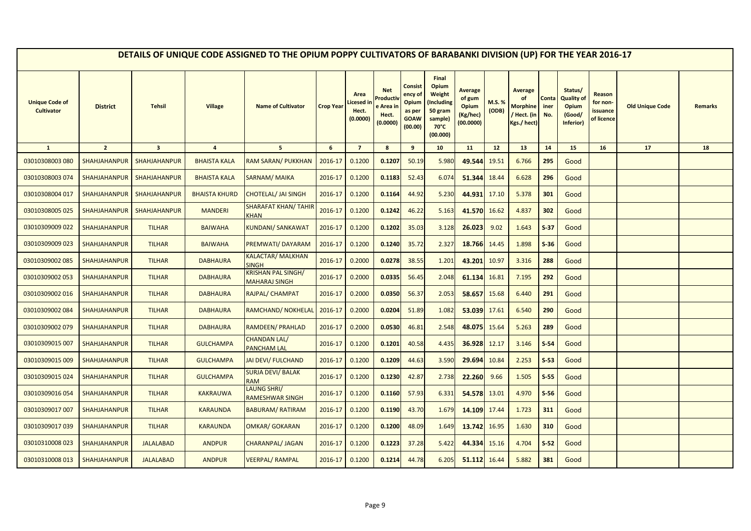# DETAILS OF UNIQUE CODE ASSIGNED TO THE OPIUM POPPY CULTIVATORS OF BARABANKI DIVISION (UP) FOR THE YEAR 2016-17

| Unique Code of Cultivator | District | Tehsil | Village | Name of Cultivator | Crop Year | Area Licesed in Hect. (0.0000) | Net Productive Area in Hect. (0.0000) | Consistency of Opium as per GOAW (00.00) | Final Opium Weight (Including 50 gram sample) 70°C (00.000) | Average of gum Opium (Kg/hec) (00.0000) | M.S. % (ODB) | Average of Morphine / Hect. (in Kgs./ hect) | Container No. | Status/ Quality of Opium (Good/ Inferior) | Reason for non-issuance of licence | Old Unique Code | Remarks |
|---|---|---|---|---|---|---|---|---|---|---|---|---|---|---|---|---|---|
| 1 | 2 | 3 | 4 | 5 | 6 | 7 | 8 | 9 | 10 | 11 | 12 | 13 | 14 | 15 | 16 | 17 | 18 |
| 03010308003 080 | SHAHJAHANPUR | SHAHJAHANPUR | BHAISTA KALA | RAM SARAN/ PUKKHAN | 2016-17 | 0.1200 | 0.1207 | 50.19 | 5.980 | 49.544 | 19.51 | 6.766 | 295 | Good | | | |
| 03010308003 074 | SHAHJAHANPUR | SHAHJAHANPUR | BHAISTA KALA | SARNAM/ MAIKA | 2016-17 | 0.1200 | 0.1183 | 52.43 | 6.074 | 51.344 | 18.44 | 6.628 | 296 | Good | | | |
| 03010308004 017 | SHAHJAHANPUR | SHAHJAHANPUR | BHAISTA KHURD | CHOTELAL/ JAI SINGH | 2016-17 | 0.1200 | 0.1164 | 44.92 | 5.230 | 44.931 | 17.10 | 5.378 | 301 | Good | | | |
| 03010308005 025 | SHAHJAHANPUR | SHAHJAHANPUR | MANDERI | SHARAFAT KHAN/ TAHIR KHAN | 2016-17 | 0.1200 | 0.1242 | 46.22 | 5.163 | 41.570 | 16.62 | 4.837 | 302 | Good | | | |
| 03010309009 022 | SHAHJAHANPUR | TILHAR | BAIWAHA | KUNDANI/ SANKAWAT | 2016-17 | 0.1200 | 0.1202 | 35.03 | 3.128 | 26.023 | 9.02 | 1.643 | S-37 | Good | | | |
| 03010309009 023 | SHAHJAHANPUR | TILHAR | BAIWAHA | PREMWATI/ DAYARAM | 2016-17 | 0.1200 | 0.1240 | 35.72 | 2.327 | 18.766 | 14.45 | 1.898 | S-36 | Good | | | |
| 03010309002 085 | SHAHJAHANPUR | TILHAR | DABHAURA | KALACTAR/ MALKHAN SINGH | 2016-17 | 0.2000 | 0.0278 | 38.55 | 1.201 | 43.201 | 10.97 | 3.316 | 288 | Good | | | |
| 03010309002 053 | SHAHJAHANPUR | TILHAR | DABHAURA | KRISHAN PAL SINGH/ MAHARAJ SINGH | 2016-17 | 0.2000 | 0.0335 | 56.45 | 2.048 | 61.134 | 16.81 | 7.195 | 292 | Good | | | |
| 03010309002 016 | SHAHJAHANPUR | TILHAR | DABHAURA | RAJPAL/ CHAMPAT | 2016-17 | 0.2000 | 0.0350 | 56.37 | 2.053 | 58.657 | 15.68 | 6.440 | 291 | Good | | | |
| 03010309002 084 | SHAHJAHANPUR | TILHAR | DABHAURA | RAMCHAND/ NOKHELAL | 2016-17 | 0.2000 | 0.0204 | 51.89 | 1.082 | 53.039 | 17.61 | 6.540 | 290 | Good | | | |
| 03010309002 079 | SHAHJAHANPUR | TILHAR | DABHAURA | RAMDEEN/ PRAHLAD | 2016-17 | 0.2000 | 0.0530 | 46.81 | 2.548 | 48.075 | 15.64 | 5.263 | 289 | Good | | | |
| 03010309015 007 | SHAHJAHANPUR | TILHAR | GULCHAMPA | CHANDAN LAL/ PANCHAM LAL | 2016-17 | 0.1200 | 0.1201 | 40.58 | 4.435 | 36.928 | 12.17 | 3.146 | S-54 | Good | | | |
| 03010309015 009 | SHAHJAHANPUR | TILHAR | GULCHAMPA | JAI DEVI/ FULCHAND | 2016-17 | 0.1200 | 0.1209 | 44.63 | 3.590 | 29.694 | 10.84 | 2.253 | S-53 | Good | | | |
| 03010309015 024 | SHAHJAHANPUR | TILHAR | GULCHAMPA | SURJA DEVI/ BALAK RAM | 2016-17 | 0.1200 | 0.1230 | 42.87 | 2.738 | 22.260 | 9.66 | 1.505 | S-55 | Good | | | |
| 03010309016 054 | SHAHJAHANPUR | TILHAR | KAKRAUWA | LAUNG SHRI/ RAMESHWAR SINGH | 2016-17 | 0.1200 | 0.1160 | 57.93 | 6.331 | 54.578 | 13.01 | 4.970 | S-56 | Good | | | |
| 03010309017 007 | SHAHJAHANPUR | TILHAR | KARAUNDA | BABURAM/ RATIRAM | 2016-17 | 0.1200 | 0.1190 | 43.70 | 1.679 | 14.109 | 17.44 | 1.723 | 311 | Good | | | |
| 03010309017 039 | SHAHJAHANPUR | TILHAR | KARAUNDA | OMKAR/ GOKARAN | 2016-17 | 0.1200 | 0.1200 | 48.09 | 1.649 | 13.742 | 16.95 | 1.630 | 310 | Good | | | |
| 03010310008 023 | SHAHJAHANPUR | JALALABAD | ANDPUR | CHARANPAL/ JAGAN | 2016-17 | 0.1200 | 0.1223 | 37.28 | 5.422 | 44.334 | 15.16 | 4.704 | S-52 | Good | | | |
| 03010310008 013 | SHAHJAHANPUR | JALALABAD | ANDPUR | VEERPAL/ RAMPAL | 2016-17 | 0.1200 | 0.1214 | 44.78 | 6.205 | 51.112 | 16.44 | 5.882 | 381 | Good | | | |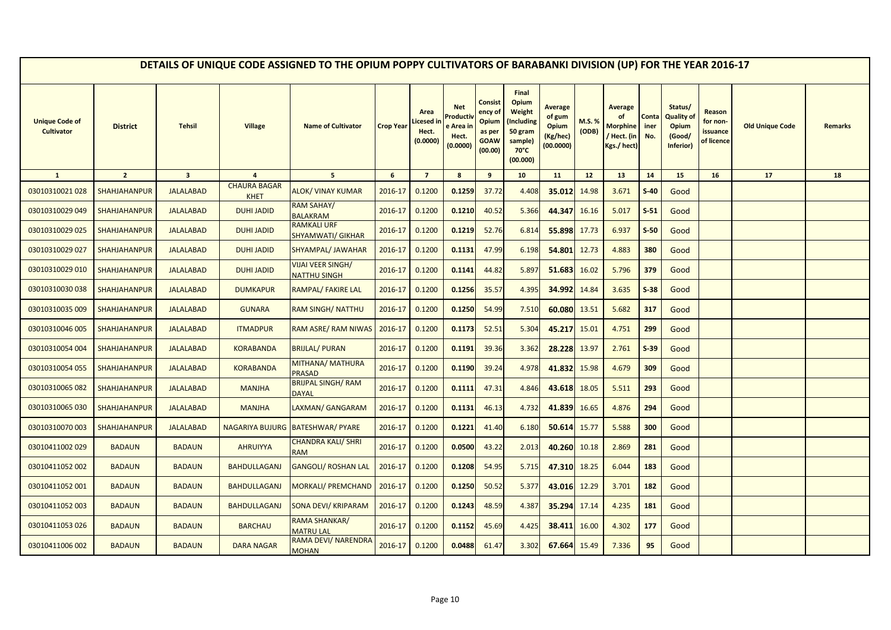# DETAILS OF UNIQUE CODE ASSIGNED TO THE OPIUM POPPY CULTIVATORS OF BARABANKI DIVISION (UP) FOR THE YEAR 2016-17

| Unique Code of Cultivator | District | Tehsil | Village | Name of Cultivator | Crop Year | Area Licesed in Hect. (0.0000) | Net Productive Area in Hect. (0.0000) | Consistency of Opium as per GOAW (00.00) | Final Opium Weight (Including 50 gram sample) 70°C (00.000) | Average of gum Opium (Kg/hec) (00.0000) | M.S. % (ODB) | Average of Morphine / Hect. (in Kgs./ hect) | Container No. | Status/ Quality of Opium (Good/ Inferior) | Reason for non-issuance of licence | Old Unique Code | Remarks |
|---|---|---|---|---|---|---|---|---|---|---|---|---|---|---|---|---|---|
| 1 | 2 | 3 | 4 | 5 | 6 | 7 | 8 | 9 | 10 | 11 | 12 | 13 | 14 | 15 | 16 | 17 | 18 |
| 03010310021 028 | SHAHJAHANPUR | JALALABAD | CHAURA BAGAR KHET | ALOK/ VINAY KUMAR | 2016-17 | 0.1200 | **0.1259** | 37.72 | 4.408 | **35.012** | 14.98 | 3.671 | **S-40** | Good | | | |
| 03010310029 049 | SHAHJAHANPUR | JALALABAD | DUHI JADID | RAM SAHAY/ BALAKRAM | 2016-17 | 0.1200 | **0.1210** | 40.52 | 5.366 | **44.347** | 16.16 | 5.017 | **S-51** | Good | | | |
| 03010310029 025 | SHAHJAHANPUR | JALALABAD | DUHI JADID | RAMKALI URF SHYAMWATI/ GIKHAR | 2016-17 | 0.1200 | **0.1219** | 52.76 | 6.814 | **55.898** | 17.73 | 6.937 | **S-50** | Good | | | |
| 03010310029 027 | SHAHJAHANPUR | JALALABAD | DUHI JADID | SHYAMPAL/ JAWAHAR | 2016-17 | 0.1200 | **0.1131** | 47.99 | 6.198 | **54.801** | 12.73 | 4.883 | **380** | Good | | | |
| 03010310029 010 | SHAHJAHANPUR | JALALABAD | DUHI JADID | VIJAI VEER SINGH/ NATTHU SINGH | 2016-17 | 0.1200 | **0.1141** | 44.82 | 5.897 | **51.683** | 16.02 | 5.796 | **379** | Good | | | |
| 03010310030 038 | SHAHJAHANPUR | JALALABAD | DUMKAPUR | RAMPAL/ FAKIRE LAL | 2016-17 | 0.1200 | **0.1256** | 35.57 | 4.395 | **34.992** | 14.84 | 3.635 | **S-38** | Good | | | |
| 03010310035 009 | SHAHJAHANPUR | JALALABAD | GUNARA | RAM SINGH/ NATTHU | 2016-17 | 0.1200 | **0.1250** | 54.99 | 7.510 | **60.080** | 13.51 | 5.682 | **317** | Good | | | |
| 03010310046 005 | SHAHJAHANPUR | JALALABAD | ITMADPUR | RAM ASRE/ RAM NIWAS | 2016-17 | 0.1200 | **0.1173** | 52.51 | 5.304 | **45.217** | 15.01 | 4.751 | **299** | Good | | | |
| 03010310054 004 | SHAHJAHANPUR | JALALABAD | KORABANDA | BRIJLAL/ PURAN | 2016-17 | 0.1200 | **0.1191** | 39.36 | 3.362 | **28.228** | 13.97 | 2.761 | **S-39** | Good | | | |
| 03010310054 055 | SHAHJAHANPUR | JALALABAD | KORABANDA | MITHANA/ MATHURA PRASAD | 2016-17 | 0.1200 | **0.1190** | 39.24 | 4.978 | **41.832** | 15.98 | 4.679 | **309** | Good | | | |
| 03010310065 082 | SHAHJAHANPUR | JALALABAD | MANJHA | BRIJPAL SINGH/ RAM DAYAL | 2016-17 | 0.1200 | **0.1111** | 47.31 | 4.846 | **43.618** | 18.05 | 5.511 | **293** | Good | | | |
| 03010310065 030 | SHAHJAHANPUR | JALALABAD | MANJHA | LAXMAN/ GANGARAM | 2016-17 | 0.1200 | **0.1131** | 46.13 | 4.732 | **41.839** | 16.65 | 4.876 | **294** | Good | | | |
| 03010310070 003 | SHAHJAHANPUR | JALALABAD | NAGARIYA BUJURG | BATESHWAR/ PYARE | 2016-17 | 0.1200 | **0.1221** | 41.40 | 6.180 | **50.614** | 15.77 | 5.588 | **300** | Good | | | |
| 03010411002 029 | BADAUN | BADAUN | AHRUIYYA | CHANDRA KALI/ SHRI RAM | 2016-17 | 0.1200 | **0.0500** | 43.22 | 2.013 | **40.260** | 10.18 | 2.869 | **281** | Good | | | |
| 03010411052 002 | BADAUN | BADAUN | BAHDULLAGANJ | GANGOLI/ ROSHAN LAL | 2016-17 | 0.1200 | **0.1208** | 54.95 | 5.715 | **47.310** | 18.25 | 6.044 | **183** | Good | | | |
| 03010411052 001 | BADAUN | BADAUN | BAHDULLAGANJ | MORKALI/ PREMCHAND | 2016-17 | 0.1200 | **0.1250** | 50.52 | 5.377 | **43.016** | 12.29 | 3.701 | **182** | Good | | | |
| 03010411052 003 | BADAUN | BADAUN | BAHDULLAGANJ | SONA DEVI/ KRIPARAM | 2016-17 | 0.1200 | **0.1243** | 48.59 | 4.387 | **35.294** | 17.14 | 4.235 | **181** | Good | | | |
| 03010411053 026 | BADAUN | BADAUN | BARCHAU | RAMA SHANKAR/ MATRU LAL | 2016-17 | 0.1200 | **0.1152** | 45.69 | 4.425 | **38.411** | 16.00 | 4.302 | **177** | Good | | | |
| 03010411006 002 | BADAUN | BADAUN | DARA NAGAR | RAMA DEVI/ NARENDRA MOHAN | 2016-17 | 0.1200 | **0.0488** | 61.47 | 3.302 | **67.664** | 15.49 | 7.336 | **95** | Good | | | |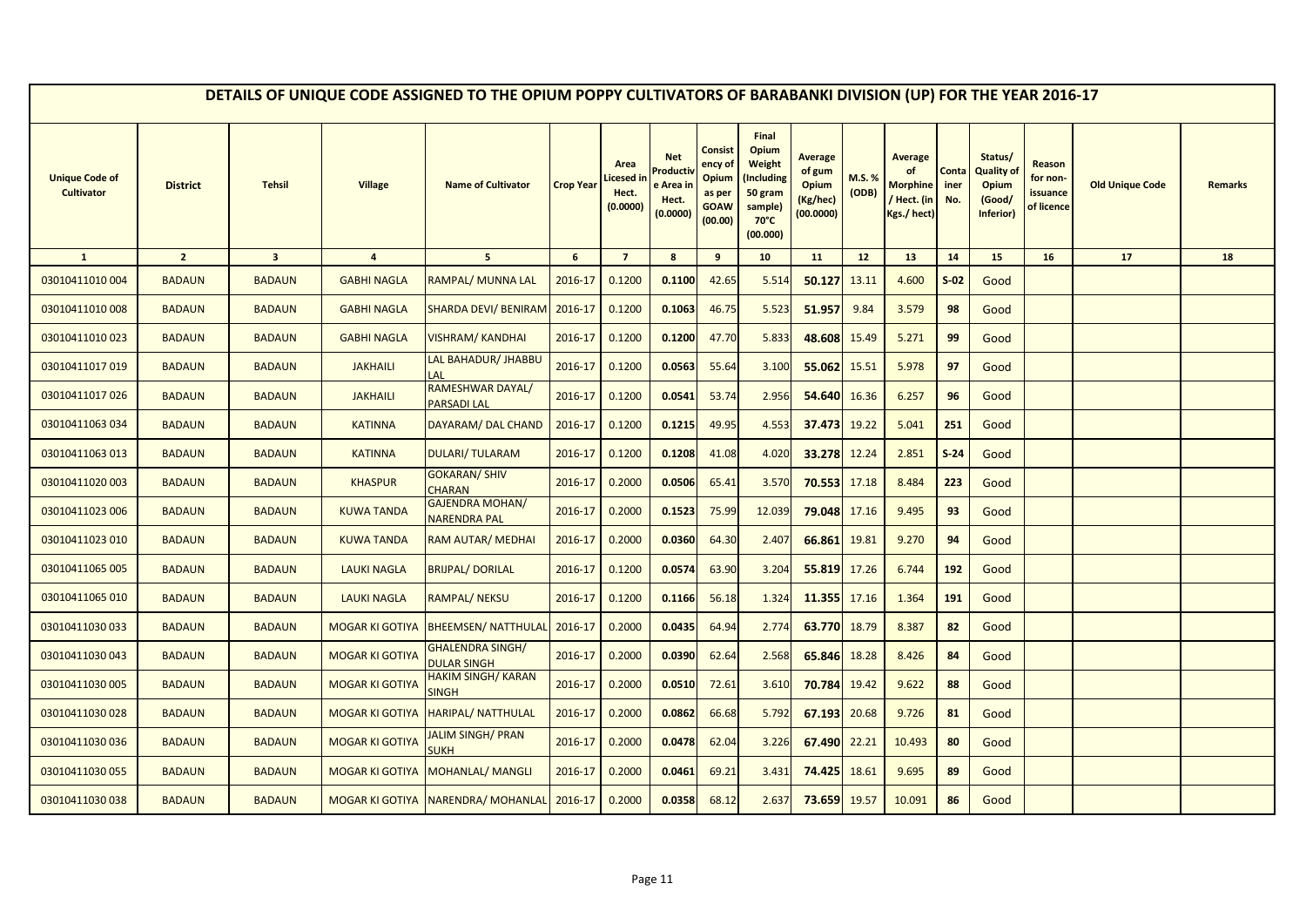# DETAILS OF UNIQUE CODE ASSIGNED TO THE OPIUM POPPY CULTIVATORS OF BARABANKI DIVISION (UP) FOR THE YEAR 2016-17

| Unique Code of Cultivator | District | Tehsil | Village | Name of Cultivator | Crop Year | Area Licesed in Hect. (0.0000) | Net Productive Area in Hect. (0.0000) | Consistency of Opium as per GOAW (00.00) | Final Opium Weight (Including 50 gram sample) 70°C (00.000) | Average of gum Opium (Kg/hec) (00.0000) | M.S. % (ODB) | Average of Morphine / Hect. (in Kgs./ hect) | Container No. | Status/ Quality of Opium (Good/ Inferior) | Reason for non-issuance of licence | Old Unique Code | Remarks |
|---|---|---|---|---|---|---|---|---|---|---|---|---|---|---|---|---|---|
| 1 | 2 | 3 | 4 | 5 | 6 | 7 | 8 | 9 | 10 | 11 | 12 | 13 | 14 | 15 | 16 | 17 | 18 |
| 03010411010 004 | BADAUN | BADAUN | GABHI NAGLA | RAMPAL/ MUNNA LAL | 2016-17 | 0.1200 | 0.1100 | 42.65 | 5.514 | 50.127 | 13.11 | 4.600 | S-02 | Good | | | |
| 03010411010 008 | BADAUN | BADAUN | GABHI NAGLA | SHARDA DEVI/ BENIRAM | 2016-17 | 0.1200 | 0.1063 | 46.75 | 5.523 | 51.957 | 9.84 | 3.579 | 98 | Good | | | |
| 03010411010 023 | BADAUN | BADAUN | GABHI NAGLA | VISHRAM/ KANDHAI | 2016-17 | 0.1200 | 0.1200 | 47.70 | 5.833 | 48.608 | 15.49 | 5.271 | 99 | Good | | | |
| 03010411017 019 | BADAUN | BADAUN | JAKHAILI | LAL BAHADUR/ JHABBU LAL | 2016-17 | 0.1200 | 0.0563 | 55.64 | 3.100 | 55.062 | 15.51 | 5.978 | 97 | Good | | | |
| 03010411017 026 | BADAUN | BADAUN | JAKHAILI | RAMESHWAR DAYAL/ PARSADI LAL | 2016-17 | 0.1200 | 0.0541 | 53.74 | 2.956 | 54.640 | 16.36 | 6.257 | 96 | Good | | | |
| 03010411063 034 | BADAUN | BADAUN | KATINNA | DAYARAM/ DAL CHAND | 2016-17 | 0.1200 | 0.1215 | 49.95 | 4.553 | 37.473 | 19.22 | 5.041 | 251 | Good | | | |
| 03010411063 013 | BADAUN | BADAUN | KATINNA | DULARI/ TULARAM | 2016-17 | 0.1200 | 0.1208 | 41.08 | 4.020 | 33.278 | 12.24 | 2.851 | S-24 | Good | | | |
| 03010411020 003 | BADAUN | BADAUN | KHASPUR | GOKARAN/ SHIV CHARAN | 2016-17 | 0.2000 | 0.0506 | 65.41 | 3.570 | 70.553 | 17.18 | 8.484 | 223 | Good | | | |
| 03010411023 006 | BADAUN | BADAUN | KUWA TANDA | GAJENDRA MOHAN/ NARENDRA PAL | 2016-17 | 0.2000 | 0.1523 | 75.99 | 12.039 | 79.048 | 17.16 | 9.495 | 93 | Good | | | |
| 03010411023 010 | BADAUN | BADAUN | KUWA TANDA | RAM AUTAR/ MEDHAI | 2016-17 | 0.2000 | 0.0360 | 64.30 | 2.407 | 66.861 | 19.81 | 9.270 | 94 | Good | | | |
| 03010411065 005 | BADAUN | BADAUN | LAUKI NAGLA | BRIJPAL/ DORILAL | 2016-17 | 0.1200 | 0.0574 | 63.90 | 3.204 | 55.819 | 17.26 | 6.744 | 192 | Good | | | |
| 03010411065 010 | BADAUN | BADAUN | LAUKI NAGLA | RAMPAL/ NEKSU | 2016-17 | 0.1200 | 0.1166 | 56.18 | 1.324 | 11.355 | 17.16 | 1.364 | 191 | Good | | | |
| 03010411030 033 | BADAUN | BADAUN | MOGAR KI GOTIYA | BHEEMSEN/ NATTHULAL | 2016-17 | 0.2000 | 0.0435 | 64.94 | 2.774 | 63.770 | 18.79 | 8.387 | 82 | Good | | | |
| 03010411030 043 | BADAUN | BADAUN | MOGAR KI GOTIYA | GHALENDRA SINGH/ DULAR SINGH | 2016-17 | 0.2000 | 0.0390 | 62.64 | 2.568 | 65.846 | 18.28 | 8.426 | 84 | Good | | | |
| 03010411030 005 | BADAUN | BADAUN | MOGAR KI GOTIYA | HAKIM SINGH/ KARAN SINGH | 2016-17 | 0.2000 | 0.0510 | 72.61 | 3.610 | 70.784 | 19.42 | 9.622 | 88 | Good | | | |
| 03010411030 028 | BADAUN | BADAUN | MOGAR KI GOTIYA | HARIPAL/ NATTHULAL | 2016-17 | 0.2000 | 0.0862 | 66.68 | 5.792 | 67.193 | 20.68 | 9.726 | 81 | Good | | | |
| 03010411030 036 | BADAUN | BADAUN | MOGAR KI GOTIYA | JALIM SINGH/ PRAN SUKH | 2016-17 | 0.2000 | 0.0478 | 62.04 | 3.226 | 67.490 | 22.21 | 10.493 | 80 | Good | | | |
| 03010411030 055 | BADAUN | BADAUN | MOGAR KI GOTIYA | MOHANLAL/ MANGLI | 2016-17 | 0.2000 | 0.0461 | 69.21 | 3.431 | 74.425 | 18.61 | 9.695 | 89 | Good | | | |
| 03010411030 038 | BADAUN | BADAUN | MOGAR KI GOTIYA | NARENDRA/ MOHANLAL | 2016-17 | 0.2000 | 0.0358 | 68.12 | 2.637 | 73.659 | 19.57 | 10.091 | 86 | Good | | | |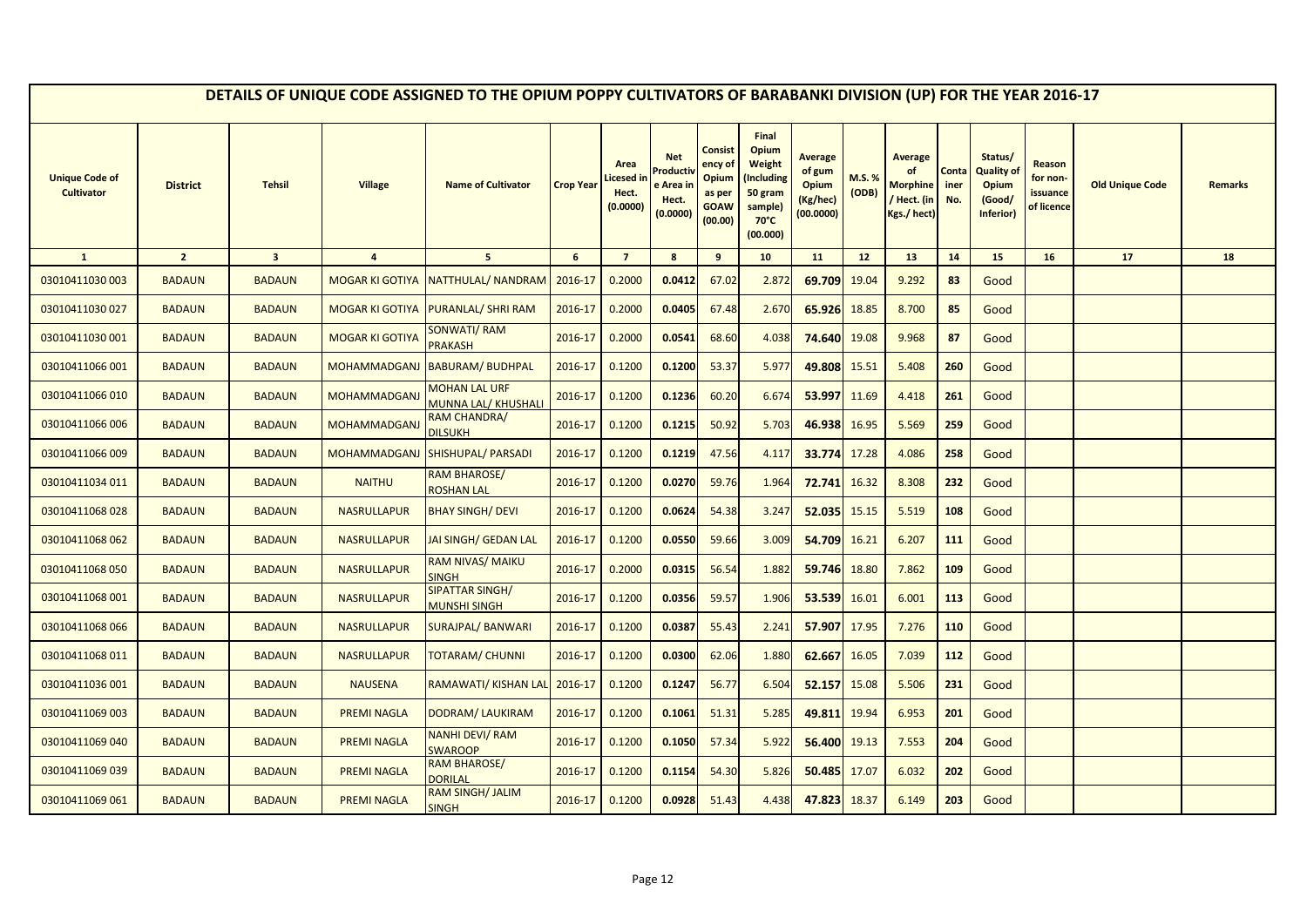## DETAILS OF UNIQUE CODE ASSIGNED TO THE OPIUM POPPY CULTIVATORS OF BARABANKI DIVISION (UP) FOR THE YEAR 2016-17

| Unique Code of Cultivator | District | Tehsil | Village | Name of Cultivator | Crop Year | Area Licesed in Hect. (0.0000) | Net Productive Area in Hect. (0.0000) | Consistency of Opium as per GOAW (00.00) | Final Opium Weight (Including 50 gram sample) 70°C (00.000) | Average of gum Opium (Kg/hec) (00.0000) | M.S. % (ODB) | Average of Morphine / Hect. (in Kgs./ hect) | Container No. | Status/ Quality of Opium (Good/ Inferior) | Reason for non-issuance of licence | Old Unique Code | Remarks |
|---|---|---|---|---|---|---|---|---|---|---|---|---|---|---|---|---|---|
| 1 | 2 | 3 | 4 | 5 | 6 | 7 | 8 | 9 | 10 | 11 | 12 | 13 | 14 | 15 | 16 | 17 | 18 |
| 03010411030 003 | BADAUN | BADAUN | MOGAR KI GOTIYA | NATTHULAL/ NANDRAM | 2016-17 | 0.2000 | **0.0412** | 67.02 | 2.872 | **69.709** | 19.04 | 9.292 | **83** | Good | | | |
| 03010411030 027 | BADAUN | BADAUN | MOGAR KI GOTIYA | PURANLAL/ SHRI RAM | 2016-17 | 0.2000 | **0.0405** | 67.48 | 2.670 | **65.926** | 18.85 | 8.700 | **85** | Good | | | |
| 03010411030 001 | BADAUN | BADAUN | MOGAR KI GOTIYA | SONWATI/ RAM PRAKASH | 2016-17 | 0.2000 | **0.0541** | 68.60 | 4.038 | **74.640** | 19.08 | 9.968 | **87** | Good | | | |
| 03010411066 001 | BADAUN | BADAUN | MOHAMMADGANJ | BABURAM/ BUDHPAL | 2016-17 | 0.1200 | **0.1200** | 53.37 | 5.977 | **49.808** | 15.51 | 5.408 | **260** | Good | | | |
| 03010411066 010 | BADAUN | BADAUN | MOHAMMADGANJ | MOHAN LAL URF MUNNA LAL/ KHUSHALI | 2016-17 | 0.1200 | **0.1236** | 60.20 | 6.674 | **53.997** | 11.69 | 4.418 | **261** | Good | | | |
| 03010411066 006 | BADAUN | BADAUN | MOHAMMADGANJ | RAM CHANDRA/ DILSUKH | 2016-17 | 0.1200 | **0.1215** | 50.92 | 5.703 | **46.938** | 16.95 | 5.569 | **259** | Good | | | |
| 03010411066 009 | BADAUN | BADAUN | MOHAMMADGANJ | SHISHUPAL/ PARSADI | 2016-17 | 0.1200 | **0.1219** | 47.56 | 4.117 | **33.774** | 17.28 | 4.086 | **258** | Good | | | |
| 03010411034 011 | BADAUN | BADAUN | NAITHU | RAM BHAROSE/ ROSHAN LAL | 2016-17 | 0.1200 | **0.0270** | 59.76 | 1.964 | **72.741** | 16.32 | 8.308 | **232** | Good | | | |
| 03010411068 028 | BADAUN | BADAUN | NASRULLAPUR | BHAY SINGH/ DEVI | 2016-17 | 0.1200 | **0.0624** | 54.38 | 3.247 | **52.035** | 15.15 | 5.519 | **108** | Good | | | |
| 03010411068 062 | BADAUN | BADAUN | NASRULLAPUR | JAI SINGH/ GEDAN LAL | 2016-17 | 0.1200 | **0.0550** | 59.66 | 3.009 | **54.709** | 16.21 | 6.207 | **111** | Good | | | |
| 03010411068 050 | BADAUN | BADAUN | NASRULLAPUR | RAM NIVAS/ MAIKU SINGH | 2016-17 | 0.2000 | **0.0315** | 56.54 | 1.882 | **59.746** | 18.80 | 7.862 | **109** | Good | | | |
| 03010411068 001 | BADAUN | BADAUN | NASRULLAPUR | SIPATTAR SINGH/ MUNSHI SINGH | 2016-17 | 0.1200 | **0.0356** | 59.57 | 1.906 | **53.539** | 16.01 | 6.001 | **113** | Good | | | |
| 03010411068 066 | BADAUN | BADAUN | NASRULLAPUR | SURAJPAL/ BANWARI | 2016-17 | 0.1200 | **0.0387** | 55.43 | 2.241 | **57.907** | 17.95 | 7.276 | **110** | Good | | | |
| 03010411068 011 | BADAUN | BADAUN | NASRULLAPUR | TOTARAM/ CHUNNI | 2016-17 | 0.1200 | **0.0300** | 62.06 | 1.880 | **62.667** | 16.05 | 7.039 | **112** | Good | | | |
| 03010411036 001 | BADAUN | BADAUN | NAUSENA | RAMAWATI/ KISHAN LAL | 2016-17 | 0.1200 | **0.1247** | 56.77 | 6.504 | **52.157** | 15.08 | 5.506 | **231** | Good | | | |
| 03010411069 003 | BADAUN | BADAUN | PREMI NAGLA | DODRAM/ LAUKIRAM | 2016-17 | 0.1200 | **0.1061** | 51.31 | 5.285 | **49.811** | 19.94 | 6.953 | **201** | Good | | | |
| 03010411069 040 | BADAUN | BADAUN | PREMI NAGLA | NANHI DEVI/ RAM SWAROOP | 2016-17 | 0.1200 | **0.1050** | 57.34 | 5.922 | **56.400** | 19.13 | 7.553 | **204** | Good | | | |
| 03010411069 039 | BADAUN | BADAUN | PREMI NAGLA | RAM BHAROSE/ DORILAL | 2016-17 | 0.1200 | **0.1154** | 54.30 | 5.826 | **50.485** | 17.07 | 6.032 | **202** | Good | | | |
| 03010411069 061 | BADAUN | BADAUN | PREMI NAGLA | RAM SINGH/ JALIM SINGH | 2016-17 | 0.1200 | **0.0928** | 51.43 | 4.438 | **47.823** | 18.37 | 6.149 | **203** | Good | | | |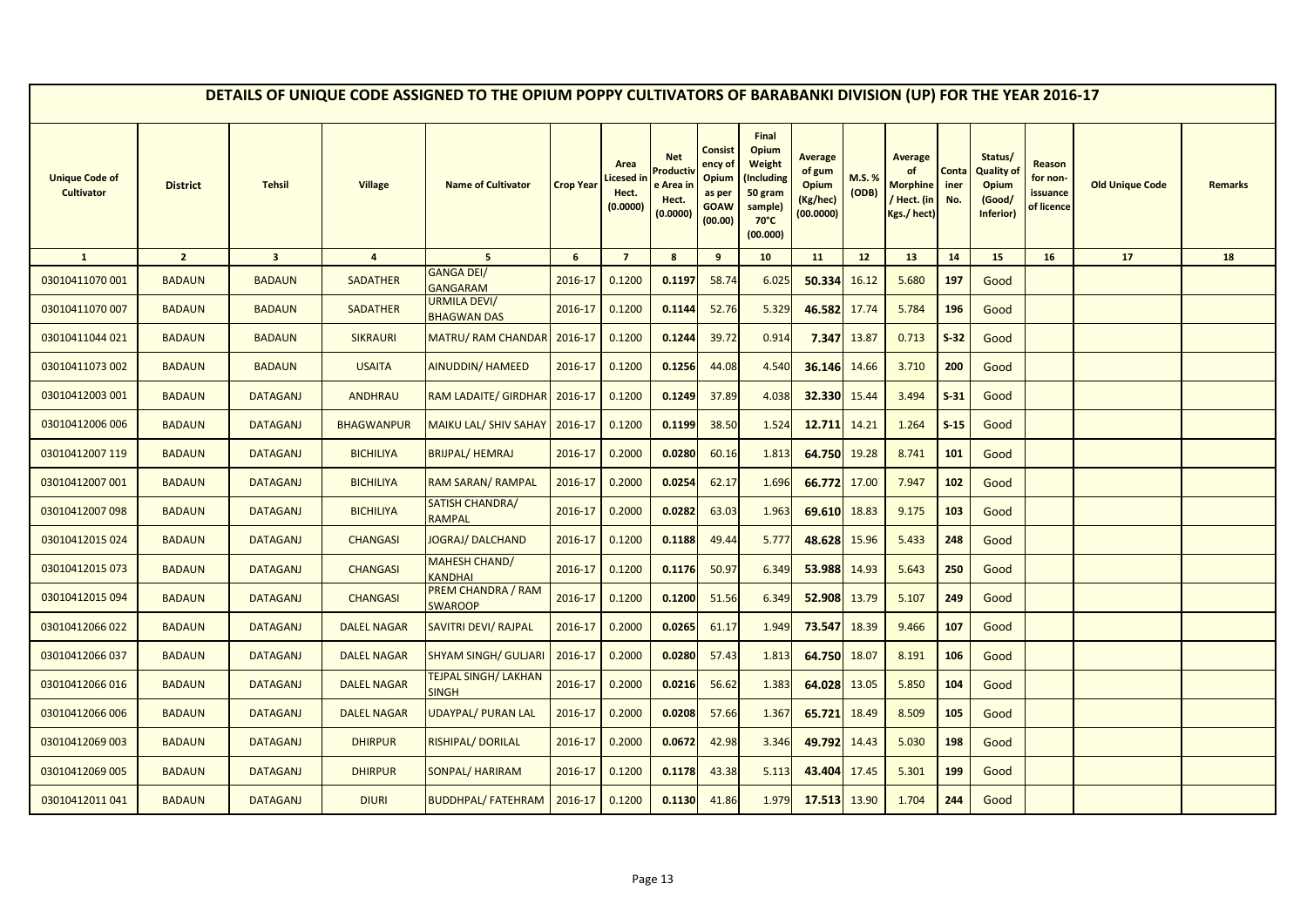# DETAILS OF UNIQUE CODE ASSIGNED TO THE OPIUM POPPY CULTIVATORS OF BARABANKI DIVISION (UP) FOR THE YEAR 2016-17

| Unique Code of Cultivator | District | Tehsil | Village | Name of Cultivator | Crop Year | Area Licesed in Hect. (0.0000) | Net Productive Area in Hect. (0.0000) | Consistency of Opium as per GOAW (00.00) | Final Opium Weight (Including 50 gram sample) 70°C (00.000) | Average of gum Opium (Kg/hec) (00.0000) | M.S. % (ODB) | Average of Morphine / Hect. (in Kgs./ hect) | Container No. | Status/ Quality of Opium (Good/ Inferior) | Reason for non-issuance of licence | Old Unique Code | Remarks |
|---|---|---|---|---|---|---|---|---|---|---|---|---|---|---|---|---|---|
| 1 | 2 | 3 | 4 | 5 | 6 | 7 | 8 | 9 | 10 | 11 | 12 | 13 | 14 | 15 | 16 | 17 | 18 |
| 03010411070 001 | BADAUN | BADAUN | SADATHER | GANGA DEI/ GANGARAM | 2016-17 | 0.1200 | 0.1197 | 58.74 | 6.025 | 50.334 | 16.12 | 5.680 | 197 | Good | | | |
| 03010411070 007 | BADAUN | BADAUN | SADATHER | URMILA DEVI/ BHAGWAN DAS | 2016-17 | 0.1200 | 0.1144 | 52.76 | 5.329 | 46.582 | 17.74 | 5.784 | 196 | Good | | | |
| 03010411044 021 | BADAUN | BADAUN | SIKRAURI | MATRU/ RAM CHANDAR | 2016-17 | 0.1200 | 0.1244 | 39.72 | 0.914 | 7.347 | 13.87 | 0.713 | S-32 | Good | | | |
| 03010411073 002 | BADAUN | BADAUN | USAITA | AINUDDIN/ HAMEED | 2016-17 | 0.1200 | 0.1256 | 44.08 | 4.540 | 36.146 | 14.66 | 3.710 | 200 | Good | | | |
| 03010412003 001 | BADAUN | DATAGANJ | ANDHRAU | RAM LADAITE/ GIRDHAR | 2016-17 | 0.1200 | 0.1249 | 37.89 | 4.038 | 32.330 | 15.44 | 3.494 | S-31 | Good | | | |
| 03010412006 006 | BADAUN | DATAGANJ | BHAGWANPUR | MAIKU LAL/ SHIV SAHAY | 2016-17 | 0.1200 | 0.1199 | 38.50 | 1.524 | 12.711 | 14.21 | 1.264 | S-15 | Good | | | |
| 03010412007 119 | BADAUN | DATAGANJ | BICHILIYA | BRIJPAL/ HEMRAJ | 2016-17 | 0.2000 | 0.0280 | 60.16 | 1.813 | 64.750 | 19.28 | 8.741 | 101 | Good | | | |
| 03010412007 001 | BADAUN | DATAGANJ | BICHILIYA | RAM SARAN/ RAMPAL | 2016-17 | 0.2000 | 0.0254 | 62.17 | 1.696 | 66.772 | 17.00 | 7.947 | 102 | Good | | | |
| 03010412007 098 | BADAUN | DATAGANJ | BICHILIYA | SATISH CHANDRA/ RAMPAL | 2016-17 | 0.2000 | 0.0282 | 63.03 | 1.963 | 69.610 | 18.83 | 9.175 | 103 | Good | | | |
| 03010412015 024 | BADAUN | DATAGANJ | CHANGASI | JOGRAJ/ DALCHAND | 2016-17 | 0.1200 | 0.1188 | 49.44 | 5.777 | 48.628 | 15.96 | 5.433 | 248 | Good | | | |
| 03010412015 073 | BADAUN | DATAGANJ | CHANGASI | MAHESH CHAND/ KANDHAI | 2016-17 | 0.1200 | 0.1176 | 50.97 | 6.349 | 53.988 | 14.93 | 5.643 | 250 | Good | | | |
| 03010412015 094 | BADAUN | DATAGANJ | CHANGASI | PREM CHANDRA / RAM SWAROOP | 2016-17 | 0.1200 | 0.1200 | 51.56 | 6.349 | 52.908 | 13.79 | 5.107 | 249 | Good | | | |
| 03010412066 022 | BADAUN | DATAGANJ | DALEL NAGAR | SAVITRI DEVI/ RAJPAL | 2016-17 | 0.2000 | 0.0265 | 61.17 | 1.949 | 73.547 | 18.39 | 9.466 | 107 | Good | | | |
| 03010412066 037 | BADAUN | DATAGANJ | DALEL NAGAR | SHYAM SINGH/ GULJARI | 2016-17 | 0.2000 | 0.0280 | 57.43 | 1.813 | 64.750 | 18.07 | 8.191 | 106 | Good | | | |
| 03010412066 016 | BADAUN | DATAGANJ | DALEL NAGAR | TEJPAL SINGH/ LAKHAN SINGH | 2016-17 | 0.2000 | 0.0216 | 56.62 | 1.383 | 64.028 | 13.05 | 5.850 | 104 | Good | | | |
| 03010412066 006 | BADAUN | DATAGANJ | DALEL NAGAR | UDAYPAL/ PURAN LAL | 2016-17 | 0.2000 | 0.0208 | 57.66 | 1.367 | 65.721 | 18.49 | 8.509 | 105 | Good | | | |
| 03010412069 003 | BADAUN | DATAGANJ | DHIRPUR | RISHIPAL/ DORILAL | 2016-17 | 0.2000 | 0.0672 | 42.98 | 3.346 | 49.792 | 14.43 | 5.030 | 198 | Good | | | |
| 03010412069 005 | BADAUN | DATAGANJ | DHIRPUR | SONPAL/ HARIRAM | 2016-17 | 0.1200 | 0.1178 | 43.38 | 5.113 | 43.404 | 17.45 | 5.301 | 199 | Good | | | |
| 03010412011 041 | BADAUN | DATAGANJ | DIURI | BUDDHPAL/ FATEHRAM | 2016-17 | 0.1200 | 0.1130 | 41.86 | 1.979 | 17.513 | 13.90 | 1.704 | 244 | Good | | | |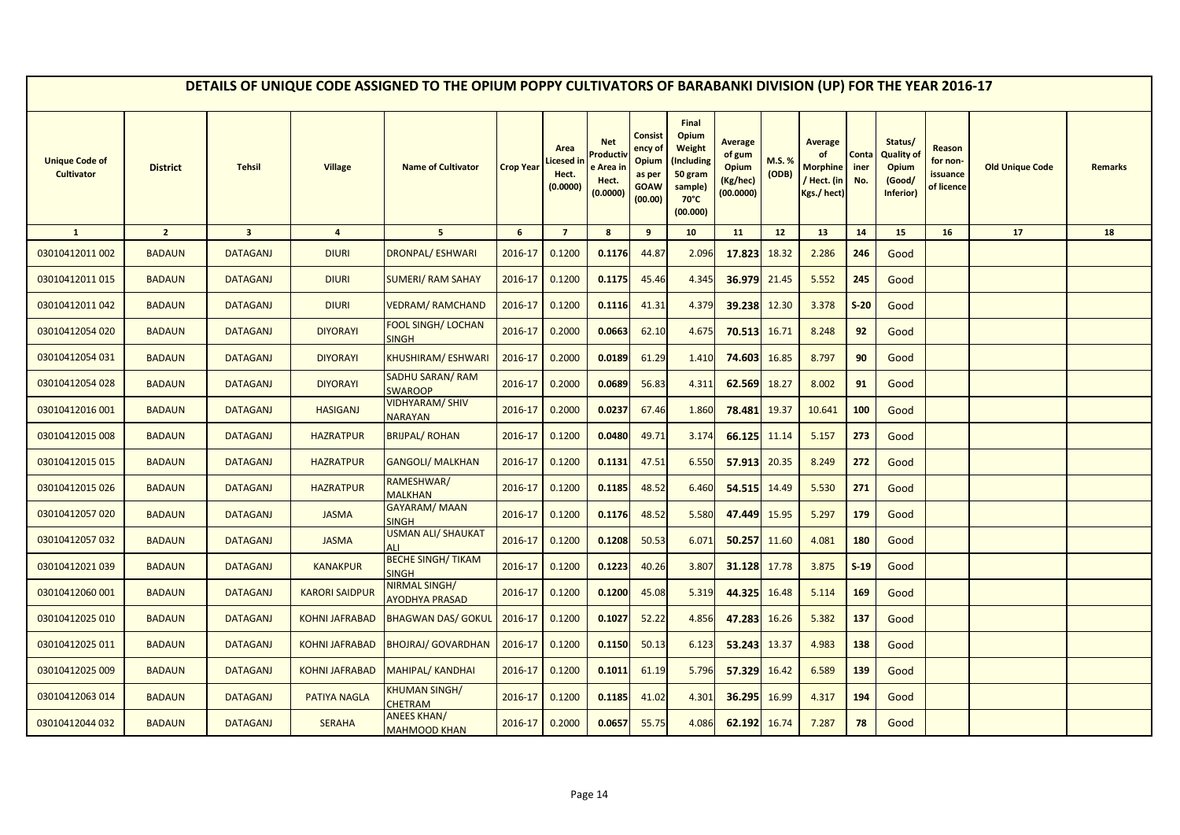## DETAILS OF UNIQUE CODE ASSIGNED TO THE OPIUM POPPY CULTIVATORS OF BARABANKI DIVISION (UP) FOR THE YEAR 2016-17

| Unique Code of Cultivator | District | Tehsil | Village | Name of Cultivator | Crop Year | Area Licesed in Hect. (0.0000) | Net Productive Area in Hect. (0.0000) | Consistency of Opium as per GOAW (00.00) | Final Opium Weight (Including 50 gram sample) 70°C (00.000) | Average of gum Opium (Kg/hec) (00.0000) | M.S. % (ODB) | Average of Morphine / Hect. (in Kgs./ hect) | Container No. | Status/ Quality of Opium (Good/ Inferior) | Reason for non-issuance of licence | Old Unique Code | Remarks |
|---|---|---|---|---|---|---|---|---|---|---|---|---|---|---|---|---|---|
| 1 | 2 | 3 | 4 | 5 | 6 | 7 | 8 | 9 | 10 | 11 | 12 | 13 | 14 | 15 | 16 | 17 | 18 |
| 03010412011 002 | BADAUN | DATAGANJ | DIURI | DRONPAL/ ESHWARI | 2016-17 | 0.1200 | 0.1176 | 44.87 | 2.096 | 17.823 | 18.32 | 2.286 | 246 | Good | | | |
| 03010412011 015 | BADAUN | DATAGANJ | DIURI | SUMERI/ RAM SAHAY | 2016-17 | 0.1200 | 0.1175 | 45.46 | 4.345 | 36.979 | 21.45 | 5.552 | 245 | Good | | | |
| 03010412011 042 | BADAUN | DATAGANJ | DIURI | VEDRAM/ RAMCHAND | 2016-17 | 0.1200 | 0.1116 | 41.31 | 4.379 | 39.238 | 12.30 | 3.378 | S-20 | Good | | | |
| 03010412054 020 | BADAUN | DATAGANJ | DIYORAYI | FOOL SINGH/ LOCHAN SINGH | 2016-17 | 0.2000 | 0.0663 | 62.10 | 4.675 | 70.513 | 16.71 | 8.248 | 92 | Good | | | |
| 03010412054 031 | BADAUN | DATAGANJ | DIYORAYI | KHUSHIRAM/ ESHWARI | 2016-17 | 0.2000 | 0.0189 | 61.29 | 1.410 | 74.603 | 16.85 | 8.797 | 90 | Good | | | |
| 03010412054 028 | BADAUN | DATAGANJ | DIYORAYI | SADHU SARAN/ RAM SWAROOP | 2016-17 | 0.2000 | 0.0689 | 56.83 | 4.311 | 62.569 | 18.27 | 8.002 | 91 | Good | | | |
| 03010412016 001 | BADAUN | DATAGANJ | HASIGANJ | VIDHYARAM/ SHIV NARAYAN | 2016-17 | 0.2000 | 0.0237 | 67.46 | 1.860 | 78.481 | 19.37 | 10.641 | 100 | Good | | | |
| 03010412015 008 | BADAUN | DATAGANJ | HAZRATPUR | BRIJPAL/ ROHAN | 2016-17 | 0.1200 | 0.0480 | 49.71 | 3.174 | 66.125 | 11.14 | 5.157 | 273 | Good | | | |
| 03010412015 015 | BADAUN | DATAGANJ | HAZRATPUR | GANGOLI/ MALKHAN | 2016-17 | 0.1200 | 0.1131 | 47.51 | 6.550 | 57.913 | 20.35 | 8.249 | 272 | Good | | | |
| 03010412015 026 | BADAUN | DATAGANJ | HAZRATPUR | RAMESHWAR/ MALKHAN | 2016-17 | 0.1200 | 0.1185 | 48.52 | 6.460 | 54.515 | 14.49 | 5.530 | 271 | Good | | | |
| 03010412057 020 | BADAUN | DATAGANJ | JASMA | GAYARAM/ MAAN SINGH | 2016-17 | 0.1200 | 0.1176 | 48.52 | 5.580 | 47.449 | 15.95 | 5.297 | 179 | Good | | | |
| 03010412057 032 | BADAUN | DATAGANJ | JASMA | USMAN ALI/ SHAUKAT ALI | 2016-17 | 0.1200 | 0.1208 | 50.53 | 6.071 | 50.257 | 11.60 | 4.081 | 180 | Good | | | |
| 03010412021 039 | BADAUN | DATAGANJ | KANAKPUR | BECHE SINGH/ TIKAM SINGH | 2016-17 | 0.1200 | 0.1223 | 40.26 | 3.807 | 31.128 | 17.78 | 3.875 | S-19 | Good | | | |
| 03010412060 001 | BADAUN | DATAGANJ | KARORI SAIDPUR | NIRMAL SINGH/ AYODHYA PRASAD | 2016-17 | 0.1200 | 0.1200 | 45.08 | 5.319 | 44.325 | 16.48 | 5.114 | 169 | Good | | | |
| 03010412025 010 | BADAUN | DATAGANJ | KOHNI JAFRABAD | BHAGWAN DAS/ GOKUL | 2016-17 | 0.1200 | 0.1027 | 52.22 | 4.856 | 47.283 | 16.26 | 5.382 | 137 | Good | | | |
| 03010412025 011 | BADAUN | DATAGANJ | KOHNI JAFRABAD | BHOJRAJ/ GOVARDHAN | 2016-17 | 0.1200 | 0.1150 | 50.13 | 6.123 | 53.243 | 13.37 | 4.983 | 138 | Good | | | |
| 03010412025 009 | BADAUN | DATAGANJ | KOHNI JAFRABAD | MAHIPAL/ KANDHAI | 2016-17 | 0.1200 | 0.1011 | 61.19 | 5.796 | 57.329 | 16.42 | 6.589 | 139 | Good | | | |
| 03010412063 014 | BADAUN | DATAGANJ | PATIYA NAGLA | KHUMAN SINGH/ CHETRAM | 2016-17 | 0.1200 | 0.1185 | 41.02 | 4.301 | 36.295 | 16.99 | 4.317 | 194 | Good | | | |
| 03010412044 032 | BADAUN | DATAGANJ | SERAHA | ANEES KHAN/ MAHMOOD KHAN | 2016-17 | 0.2000 | 0.0657 | 55.75 | 4.086 | 62.192 | 16.74 | 7.287 | 78 | Good | | | |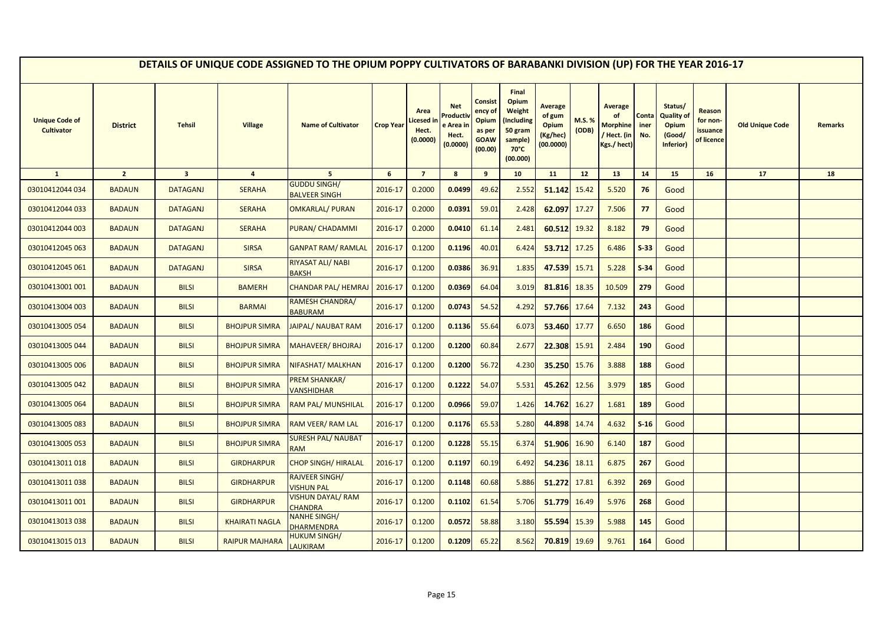# DETAILS OF UNIQUE CODE ASSIGNED TO THE OPIUM POPPY CULTIVATORS OF BARABANKI DIVISION (UP) FOR THE YEAR 2016-17

| Unique Code of Cultivator | District | Tehsil | Village | Name of Cultivator | Crop Year | Area Licensed in Hect. (0.0000) | Net Productive Area in Hect. (0.0000) | Consistency of Opium as per GOAW (00.00) | Final Opium Weight (Including 50 gram sample) 70°C (00.000) | Average of gum Opium (Kg/hec) (00.0000) | M.S. % (ODB) | Average of Morphine / Hect. (in Kgs./ hect) | Container No. | Status/ Quality of Opium (Good/ Inferior) | Reason for non-issuance of licence | Old Unique Code | Remarks |
|---|---|---|---|---|---|---|---|---|---|---|---|---|---|---|---|---|---|
| 1 | 2 | 3 | 4 | 5 | 6 | 7 | 8 | 9 | 10 | 11 | 12 | 13 | 14 | 15 | 16 | 17 | 18 |
| 03010412044 034 | BADAUN | DATAGANJ | SERAHA | GUDDU SINGH/ BALVEER SINGH | 2016-17 | 0.2000 | **0.0499** | 49.62 | 2.552 | **51.142** | 15.42 | 5.520 | **76** | Good | | | |
| 03010412044 033 | BADAUN | DATAGANJ | SERAHA | OMKARLAL/ PURAN | 2016-17 | 0.2000 | **0.0391** | 59.01 | 2.428 | **62.097** | 17.27 | 7.506 | **77** | Good | | | |
| 03010412044 003 | BADAUN | DATAGANJ | SERAHA | PURAN/ CHADAMMI | 2016-17 | 0.2000 | **0.0410** | 61.14 | 2.481 | **60.512** | 19.32 | 8.182 | **79** | Good | | | |
| 03010412045 063 | BADAUN | DATAGANJ | SIRSA | GANPAT RAM/ RAMLAL | 2016-17 | 0.1200 | **0.1196** | 40.01 | 6.424 | **53.712** | 17.25 | 6.486 | **S-33** | Good | | | |
| 03010412045 061 | BADAUN | DATAGANJ | SIRSA | RIYASAT ALI/ NABI BAKSH | 2016-17 | 0.1200 | **0.0386** | 36.91 | 1.835 | **47.539** | 15.71 | 5.228 | **S-34** | Good | | | |
| 03010413001 001 | BADAUN | BILSI | BAMERH | CHANDAR PAL/ HEMRAJ | 2016-17 | 0.1200 | **0.0369** | 64.04 | 3.019 | **81.816** | 18.35 | 10.509 | **279** | Good | | | |
| 03010413004 003 | BADAUN | BILSI | BARMAI | RAMESH CHANDRA/ BABURAM | 2016-17 | 0.1200 | **0.0743** | 54.52 | 4.292 | **57.766** | 17.64 | 7.132 | **243** | Good | | | |
| 03010413005 054 | BADAUN | BILSI | BHOJPUR SIMRA | JAIPAL/ NAUBAT RAM | 2016-17 | 0.1200 | **0.1136** | 55.64 | 6.073 | **53.460** | 17.77 | 6.650 | **186** | Good | | | |
| 03010413005 044 | BADAUN | BILSI | BHOJPUR SIMRA | MAHAVEER/ BHOJRAJ | 2016-17 | 0.1200 | **0.1200** | 60.84 | 2.677 | **22.308** | 15.91 | 2.484 | **190** | Good | | | |
| 03010413005 006 | BADAUN | BILSI | BHOJPUR SIMRA | NIFASHAT/ MALKHAN | 2016-17 | 0.1200 | **0.1200** | 56.72 | 4.230 | **35.250** | 15.76 | 3.888 | **188** | Good | | | |
| 03010413005 042 | BADAUN | BILSI | BHOJPUR SIMRA | PREM SHANKAR/ VANSHIDHAR | 2016-17 | 0.1200 | **0.1222** | 54.07 | 5.531 | **45.262** | 12.56 | 3.979 | **185** | Good | | | |
| 03010413005 064 | BADAUN | BILSI | BHOJPUR SIMRA | RAM PAL/ MUNSHILAL | 2016-17 | 0.1200 | **0.0966** | 59.07 | 1.426 | **14.762** | 16.27 | 1.681 | **189** | Good | | | |
| 03010413005 083 | BADAUN | BILSI | BHOJPUR SIMRA | RAM VEER/ RAM LAL | 2016-17 | 0.1200 | **0.1176** | 65.53 | 5.280 | **44.898** | 14.74 | 4.632 | **S-16** | Good | | | |
| 03010413005 053 | BADAUN | BILSI | BHOJPUR SIMRA | SURESH PAL/ NAUBAT RAM | 2016-17 | 0.1200 | **0.1228** | 55.15 | 6.374 | **51.906** | 16.90 | 6.140 | **187** | Good | | | |
| 03010413011 018 | BADAUN | BILSI | GIRDHARPUR | CHOP SINGH/ HIRALAL | 2016-17 | 0.1200 | **0.1197** | 60.19 | 6.492 | **54.236** | 18.11 | 6.875 | **267** | Good | | | |
| 03010413011 038 | BADAUN | BILSI | GIRDHARPUR | RAJVEER SINGH/ VISHUN PAL | 2016-17 | 0.1200 | **0.1148** | 60.68 | 5.886 | **51.272** | 17.81 | 6.392 | **269** | Good | | | |
| 03010413011 001 | BADAUN | BILSI | GIRDHARPUR | VISHUN DAYAL/ RAM CHANDRA | 2016-17 | 0.1200 | **0.1102** | 61.54 | 5.706 | **51.779** | 16.49 | 5.976 | **268** | Good | | | |
| 03010413013 038 | BADAUN | BILSI | KHAIRATI NAGLA | NANHE SINGH/ DHARMENDRA | 2016-17 | 0.1200 | **0.0572** | 58.88 | 3.180 | **55.594** | 15.39 | 5.988 | **145** | Good | | | |
| 03010413015 013 | BADAUN | BILSI | RAIPUR MAJHARA | HUKUM SINGH/ LAUKIRAM | 2016-17 | 0.1200 | **0.1209** | 65.22 | 8.562 | **70.819** | 19.69 | 9.761 | **164** | Good | | | |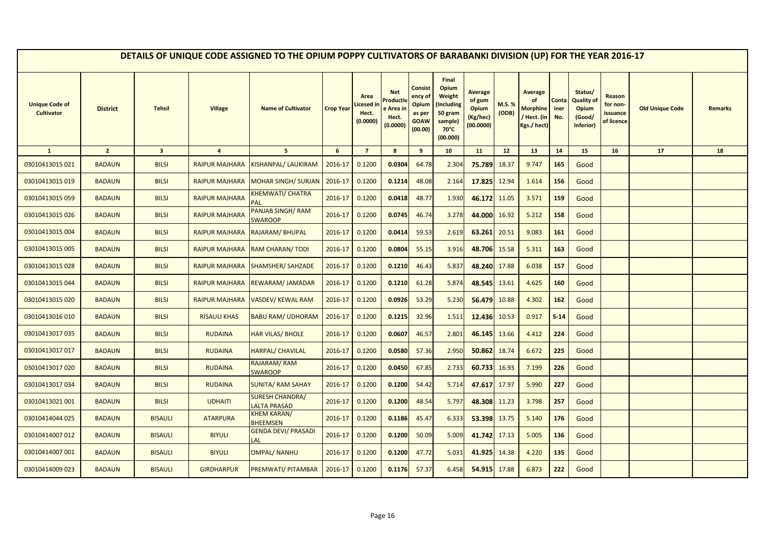# DETAILS OF UNIQUE CODE ASSIGNED TO THE OPIUM POPPY CULTIVATORS OF BARABANKI DIVISION (UP) FOR THE YEAR 2016-17

| Unique Code of Cultivator | District | Tehsil | Village | Name of Cultivator | Crop Year | Area Licesed in Hect. (0.0000) | Net Productive Area in Hect. (0.0000) | Consistency of Opium as per GOAW (00.00) | Final Opium Weight (Including 50 gram sample) 70°C (00.000) | Average of gum Opium (Kg/hec) (00.0000) | M.S. % (ODB) | Average of Morphine / Hect. (in Kgs./ hect) | Container No. | Status/ Quality of Opium (Good/ Inferior) | Reason for non-issuance of licence | Old Unique Code | Remarks |
|---|---|---|---|---|---|---|---|---|---|---|---|---|---|---|---|---|---|
| 1 | 2 | 3 | 4 | 5 | 6 | 7 | 8 | 9 | 10 | 11 | 12 | 13 | 14 | 15 | 16 | 17 | 18 |
| 03010413015 021 | BADAUN | BILSI | RAIPUR MAJHARA | KISHANPAL/ LAUKIRAM | 2016-17 | 0.1200 | 0.0304 | 64.78 | 2.304 | 75.789 | 18.37 | 9.747 | 165 | Good | | | |
| 03010413015 019 | BADAUN | BILSI | RAIPUR MAJHARA | MOHAR SINGH/ SURJAN | 2016-17 | 0.1200 | 0.1214 | 48.08 | 2.164 | 17.825 | 12.94 | 1.614 | 156 | Good | | | |
| 03010413015 059 | BADAUN | BILSI | RAIPUR MAJHARA | KHEMWATI/ CHATRA PAL | 2016-17 | 0.1200 | 0.0418 | 48.77 | 1.930 | 46.172 | 11.05 | 3.571 | 159 | Good | | | |
| 03010413015 026 | BADAUN | BILSI | RAIPUR MAJHARA | PANJAB SINGH/ RAM SWAROOP | 2016-17 | 0.1200 | 0.0745 | 46.74 | 3.278 | 44.000 | 16.92 | 5.212 | 158 | Good | | | |
| 03010413015 004 | BADAUN | BILSI | RAIPUR MAJHARA | RAJARAM/ BHUPAL | 2016-17 | 0.1200 | 0.0414 | 59.53 | 2.619 | 63.261 | 20.51 | 9.083 | 161 | Good | | | |
| 03010413015 005 | BADAUN | BILSI | RAIPUR MAJHARA | RAM CHARAN/ TODI | 2016-17 | 0.1200 | 0.0804 | 55.15 | 3.916 | 48.706 | 15.58 | 5.311 | 163 | Good | | | |
| 03010413015 028 | BADAUN | BILSI | RAIPUR MAJHARA | SHAMSHER/ SAHZADE | 2016-17 | 0.1200 | 0.1210 | 46.43 | 5.837 | 48.240 | 17.88 | 6.038 | 157 | Good | | | |
| 03010413015 044 | BADAUN | BILSI | RAIPUR MAJHARA | REWARAM/ JAMADAR | 2016-17 | 0.1200 | 0.1210 | 61.28 | 5.874 | 48.545 | 13.61 | 4.625 | 160 | Good | | | |
| 03010413015 020 | BADAUN | BILSI | RAIPUR MAJHARA | VASDEV/ KEWAL RAM | 2016-17 | 0.1200 | 0.0926 | 53.29 | 5.230 | 56.479 | 10.88 | 4.302 | 162 | Good | | | |
| 03010413016 010 | BADAUN | BILSI | RISAULI KHAS | BABU RAM/ UDHORAM | 2016-17 | 0.1200 | 0.1215 | 32.96 | 1.511 | 12.436 | 10.53 | 0.917 | S-14 | Good | | | |
| 03010413017 035 | BADAUN | BILSI | RUDAINA | HAR VILAS/ BHOLE | 2016-17 | 0.1200 | 0.0607 | 46.57 | 2.801 | 46.145 | 13.66 | 4.412 | 224 | Good | | | |
| 03010413017 017 | BADAUN | BILSI | RUDAINA | HARPAL/ CHAVILAL | 2016-17 | 0.1200 | 0.0580 | 57.36 | 2.950 | 50.862 | 18.74 | 6.672 | 225 | Good | | | |
| 03010413017 020 | BADAUN | BILSI | RUDAINA | RAJARAM/ RAM SWAROOP | 2016-17 | 0.1200 | 0.0450 | 67.85 | 2.733 | 60.733 | 16.93 | 7.199 | 226 | Good | | | |
| 03010413017 034 | BADAUN | BILSI | RUDAINA | SUNITA/ RAM SAHAY | 2016-17 | 0.1200 | 0.1200 | 54.42 | 5.714 | 47.617 | 17.97 | 5.990 | 227 | Good | | | |
| 03010413021 001 | BADAUN | BILSI | UDHAITI | SURESH CHANDRA/ LALTA PRASAD | 2016-17 | 0.1200 | 0.1200 | 48.54 | 5.797 | 48.308 | 11.23 | 3.798 | 257 | Good | | | |
| 03010414044 025 | BADAUN | BISAULI | ATARPURA | KHEM KARAN/ BHEEMSEN | 2016-17 | 0.1200 | 0.1186 | 45.47 | 6.333 | 53.398 | 13.75 | 5.140 | 176 | Good | | | |
| 03010414007 012 | BADAUN | BISAULI | BIYULI | GENDA DEVI/ PRASADI LAL | 2016-17 | 0.1200 | 0.1200 | 50.09 | 5.009 | 41.742 | 17.13 | 5.005 | 136 | Good | | | |
| 03010414007 001 | BADAUN | BISAULI | BIYULI | OMPAL/ NANHU | 2016-17 | 0.1200 | 0.1200 | 47.72 | 5.031 | 41.925 | 14.38 | 4.220 | 135 | Good | | | |
| 03010414009 023 | BADAUN | BISAULI | GIRDHARPUR | PREMWATI/ PITAMBAR | 2016-17 | 0.1200 | 0.1176 | 57.37 | 6.458 | 54.915 | 17.88 | 6.873 | 222 | Good | | | |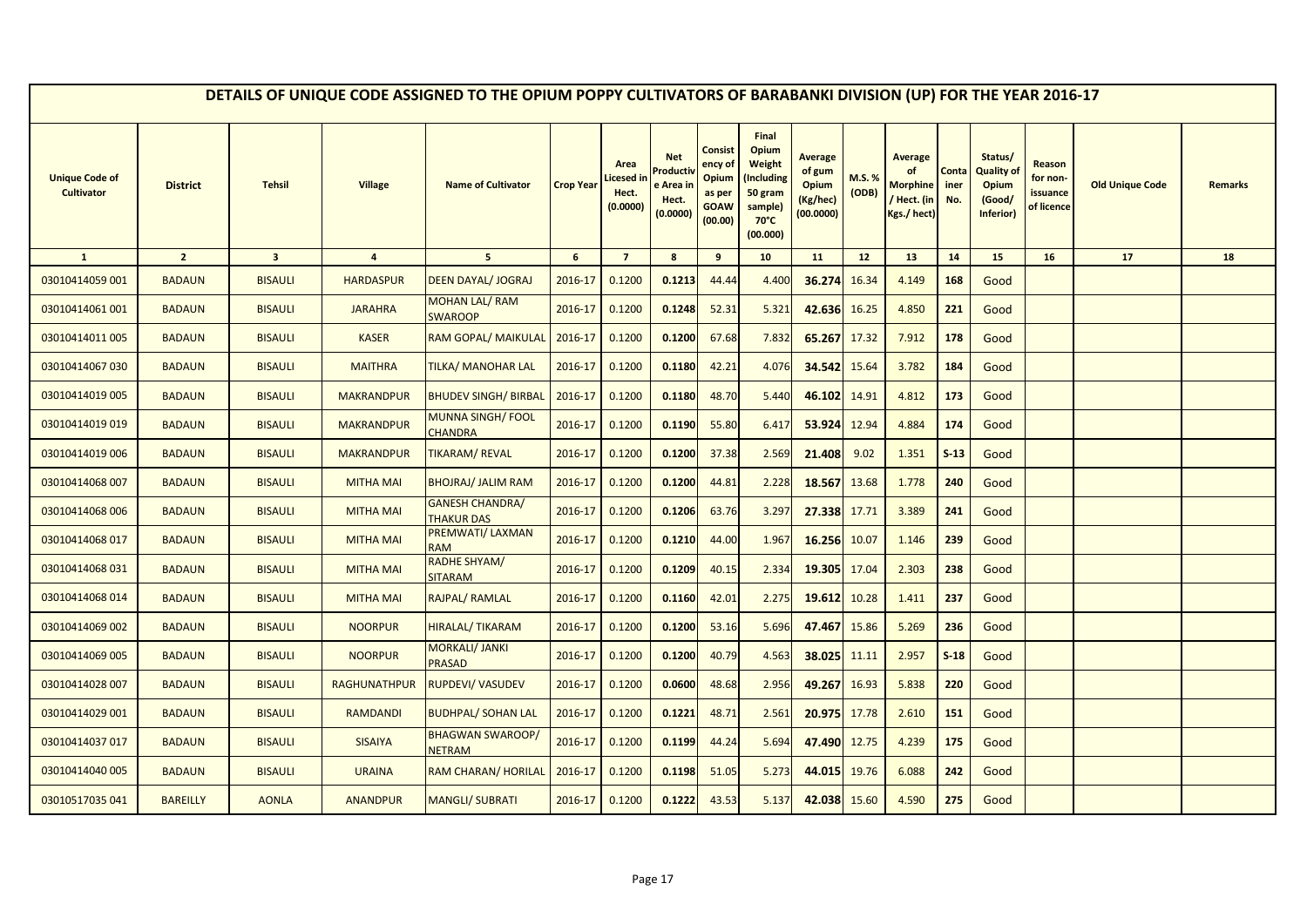# DETAILS OF UNIQUE CODE ASSIGNED TO THE OPIUM POPPY CULTIVATORS OF BARABANKI DIVISION (UP) FOR THE YEAR 2016-17

| Unique Code of Cultivator | District | Tehsil | Village | Name of Cultivator | Crop Year | Area Licesed in Hect. (0.0000) | Net Productive Area in Hect. (0.0000) | Consistency of Opium as per GOAW (00.00) | Final Opium Weight (Including 50 gram sample) 70°C (00.000) | Average of gum Opium (Kg/hec) (00.0000) | M.S. % (ODB) | Average of Morphine / Hect. (in Kgs./ hect) | Container No. | Status/ Quality of Opium (Good/ Inferior) | Reason for non-issuance of licence | Old Unique Code | Remarks |
|---|---|---|---|---|---|---|---|---|---|---|---|---|---|---|---|---|---|
| 1 | 2 | 3 | 4 | 5 | 6 | 7 | 8 | 9 | 10 | 11 | 12 | 13 | 14 | 15 | 16 | 17 | 18 |
| 03010414059 001 | BADAUN | BISAULI | HARDASPUR | DEEN DAYAL/ JOGRAJ | 2016-17 | 0.1200 | 0.1213 | 44.44 | 4.400 | 36.274 | 16.34 | 4.149 | 168 | Good | | | |
| 03010414061 001 | BADAUN | BISAULI | JARAHRA | MOHAN LAL/ RAM SWAROOP | 2016-17 | 0.1200 | 0.1248 | 52.31 | 5.321 | 42.636 | 16.25 | 4.850 | 221 | Good | | | |
| 03010414011 005 | BADAUN | BISAULI | KASER | RAM GOPAL/ MAIKULAL | 2016-17 | 0.1200 | 0.1200 | 67.68 | 7.832 | 65.267 | 17.32 | 7.912 | 178 | Good | | | |
| 03010414067 030 | BADAUN | BISAULI | MAITHRA | TILKA/ MANOHAR LAL | 2016-17 | 0.1200 | 0.1180 | 42.21 | 4.076 | 34.542 | 15.64 | 3.782 | 184 | Good | | | |
| 03010414019 005 | BADAUN | BISAULI | MAKRANDPUR | BHUDEV SINGH/ BIRBAL | 2016-17 | 0.1200 | 0.1180 | 48.70 | 5.440 | 46.102 | 14.91 | 4.812 | 173 | Good | | | |
| 03010414019 019 | BADAUN | BISAULI | MAKRANDPUR | MUNNA SINGH/ FOOL CHANDRA | 2016-17 | 0.1200 | 0.1190 | 55.80 | 6.417 | 53.924 | 12.94 | 4.884 | 174 | Good | | | |
| 03010414019 006 | BADAUN | BISAULI | MAKRANDPUR | TIKARAM/ REVAL | 2016-17 | 0.1200 | 0.1200 | 37.38 | 2.569 | 21.408 | 9.02 | 1.351 | S-13 | Good | | | |
| 03010414068 007 | BADAUN | BISAULI | MITHA MAI | BHOJRAJ/ JALIM RAM | 2016-17 | 0.1200 | 0.1200 | 44.81 | 2.228 | 18.567 | 13.68 | 1.778 | 240 | Good | | | |
| 03010414068 006 | BADAUN | BISAULI | MITHA MAI | GANESH CHANDRA/ THAKUR DAS | 2016-17 | 0.1200 | 0.1206 | 63.76 | 3.297 | 27.338 | 17.71 | 3.389 | 241 | Good | | | |
| 03010414068 017 | BADAUN | BISAULI | MITHA MAI | PREMWATI/ LAXMAN RAM | 2016-17 | 0.1200 | 0.1210 | 44.00 | 1.967 | 16.256 | 10.07 | 1.146 | 239 | Good | | | |
| 03010414068 031 | BADAUN | BISAULI | MITHA MAI | RADHE SHYAM/ SITARAM | 2016-17 | 0.1200 | 0.1209 | 40.15 | 2.334 | 19.305 | 17.04 | 2.303 | 238 | Good | | | |
| 03010414068 014 | BADAUN | BISAULI | MITHA MAI | RAJPAL/ RAMLAL | 2016-17 | 0.1200 | 0.1160 | 42.01 | 2.275 | 19.612 | 10.28 | 1.411 | 237 | Good | | | |
| 03010414069 002 | BADAUN | BISAULI | NOORPUR | HIRALAL/ TIKARAM | 2016-17 | 0.1200 | 0.1200 | 53.16 | 5.696 | 47.467 | 15.86 | 5.269 | 236 | Good | | | |
| 03010414069 005 | BADAUN | BISAULI | NOORPUR | MORKALI/ JANKI PRASAD | 2016-17 | 0.1200 | 0.1200 | 40.79 | 4.563 | 38.025 | 11.11 | 2.957 | S-18 | Good | | | |
| 03010414028 007 | BADAUN | BISAULI | RAGHUNATHPUR | RUPDEVI/ VASUDEV | 2016-17 | 0.1200 | 0.0600 | 48.68 | 2.956 | 49.267 | 16.93 | 5.838 | 220 | Good | | | |
| 03010414029 001 | BADAUN | BISAULI | RAMDANDI | BUDHPAL/ SOHAN LAL | 2016-17 | 0.1200 | 0.1221 | 48.71 | 2.561 | 20.975 | 17.78 | 2.610 | 151 | Good | | | |
| 03010414037 017 | BADAUN | BISAULI | SISAIYA | BHAGWAN SWAROOP/ NETRAM | 2016-17 | 0.1200 | 0.1199 | 44.24 | 5.694 | 47.490 | 12.75 | 4.239 | 175 | Good | | | |
| 03010414040 005 | BADAUN | BISAULI | URAINA | RAM CHARAN/ HORILAL | 2016-17 | 0.1200 | 0.1198 | 51.05 | 5.273 | 44.015 | 19.76 | 6.088 | 242 | Good | | | |
| 03010517035 041 | BAREILLY | AONLA | ANANDPUR | MANGLI/ SUBRATI | 2016-17 | 0.1200 | 0.1222 | 43.53 | 5.137 | 42.038 | 15.60 | 4.590 | 275 | Good | | | |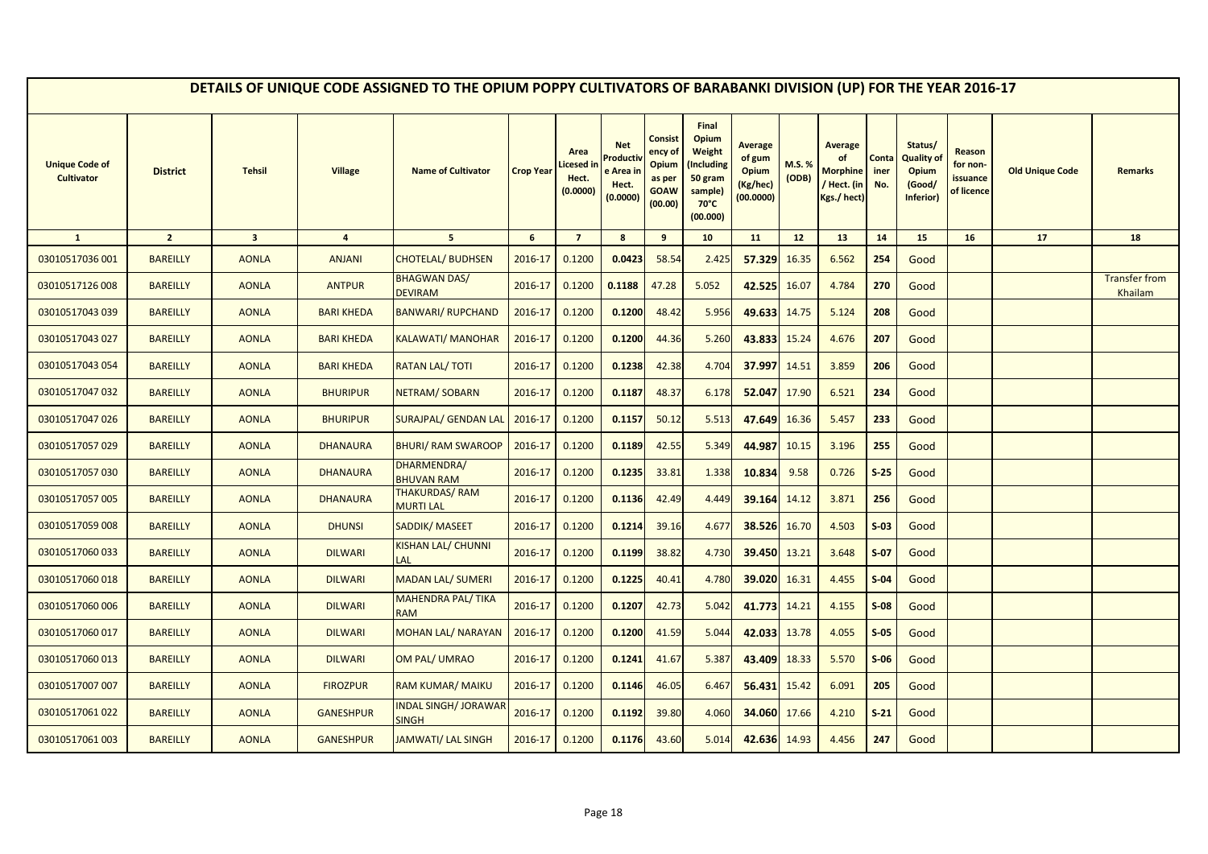# DETAILS OF UNIQUE CODE ASSIGNED TO THE OPIUM POPPY CULTIVATORS OF BARABANKI DIVISION (UP) FOR THE YEAR 2016-17

| Unique Code of Cultivator | District | Tehsil | Village | Name of Cultivator | Crop Year | Area Licesed in Hect. (0.0000) | Net Productive Area in Hect. (0.0000) | Consistency of Opium as per GOAW (00.00) | Final Opium Weight (Including 50 gram sample) 70°C (00.000) | Average of gum Opium (Kg/hec) (00.0000) | M.S. % (ODB) | Average of Morphine / Hect. (in Kgs./ hect) | Container No. | Status/ Quality of Opium (Good/ Inferior) | Reason for non-issuance of licence | Old Unique Code | Remarks |
|---|---|---|---|---|---|---|---|---|---|---|---|---|---|---|---|---|---|
| 1 | 2 | 3 | 4 | 5 | 6 | 7 | 8 | 9 | 10 | 11 | 12 | 13 | 14 | 15 | 16 | 17 | 18 |
| 03010517036 001 | BAREILLY | AONLA | ANJANI | CHOTELAL/ BUDHSEN | 2016-17 | 0.1200 | 0.0423 | 58.54 | 2.425 | 57.329 | 16.35 | 6.562 | 254 | Good | | | |
| 03010517126 008 | BAREILLY | AONLA | ANTPUR | BHAGWAN DAS/ DEVIRAM | 2016-17 | 0.1200 | 0.1188 | 47.28 | 5.052 | 42.525 | 16.07 | 4.784 | 270 | Good | | | Transfer from Khailam |
| 03010517043 039 | BAREILLY | AONLA | BARI KHEDA | BANWARI/ RUPCHAND | 2016-17 | 0.1200 | 0.1200 | 48.42 | 5.956 | 49.633 | 14.75 | 5.124 | 208 | Good | | | |
| 03010517043 027 | BAREILLY | AONLA | BARI KHEDA | KALAWATI/ MANOHAR | 2016-17 | 0.1200 | 0.1200 | 44.36 | 5.260 | 43.833 | 15.24 | 4.676 | 207 | Good | | | |
| 03010517043 054 | BAREILLY | AONLA | BARI KHEDA | RATAN LAL/ TOTI | 2016-17 | 0.1200 | 0.1238 | 42.38 | 4.704 | 37.997 | 14.51 | 3.859 | 206 | Good | | | |
| 03010517047 032 | BAREILLY | AONLA | BHURIPUR | NETRAM/ SOBARN | 2016-17 | 0.1200 | 0.1187 | 48.37 | 6.178 | 52.047 | 17.90 | 6.521 | 234 | Good | | | |
| 03010517047 026 | BAREILLY | AONLA | BHURIPUR | SURAJPAL/ GENDAN LAL | 2016-17 | 0.1200 | 0.1157 | 50.12 | 5.513 | 47.649 | 16.36 | 5.457 | 233 | Good | | | |
| 03010517057 029 | BAREILLY | AONLA | DHANAURA | BHURI/ RAM SWAROOP | 2016-17 | 0.1200 | 0.1189 | 42.55 | 5.349 | 44.987 | 10.15 | 3.196 | 255 | Good | | | |
| 03010517057 030 | BAREILLY | AONLA | DHANAURA | DHARMENDRA/ BHUVAN RAM | 2016-17 | 0.1200 | 0.1235 | 33.81 | 1.338 | 10.834 | 9.58 | 0.726 | S-25 | Good | | | |
| 03010517057 005 | BAREILLY | AONLA | DHANAURA | THAKURDAS/ RAM MURTI LAL | 2016-17 | 0.1200 | 0.1136 | 42.49 | 4.449 | 39.164 | 14.12 | 3.871 | 256 | Good | | | |
| 03010517059 008 | BAREILLY | AONLA | DHUNSI | SADDIK/ MASEET | 2016-17 | 0.1200 | 0.1214 | 39.16 | 4.677 | 38.526 | 16.70 | 4.503 | S-03 | Good | | | |
| 03010517060 033 | BAREILLY | AONLA | DILWARI | KISHAN LAL/ CHUNNI LAL | 2016-17 | 0.1200 | 0.1199 | 38.82 | 4.730 | 39.450 | 13.21 | 3.648 | S-07 | Good | | | |
| 03010517060 018 | BAREILLY | AONLA | DILWARI | MADAN LAL/ SUMERI | 2016-17 | 0.1200 | 0.1225 | 40.41 | 4.780 | 39.020 | 16.31 | 4.455 | S-04 | Good | | | |
| 03010517060 006 | BAREILLY | AONLA | DILWARI | MAHENDRA PAL/ TIKA RAM | 2016-17 | 0.1200 | 0.1207 | 42.73 | 5.042 | 41.773 | 14.21 | 4.155 | S-08 | Good | | | |
| 03010517060 017 | BAREILLY | AONLA | DILWARI | MOHAN LAL/ NARAYAN | 2016-17 | 0.1200 | 0.1200 | 41.59 | 5.044 | 42.033 | 13.78 | 4.055 | S-05 | Good | | | |
| 03010517060 013 | BAREILLY | AONLA | DILWARI | OM PAL/ UMRAO | 2016-17 | 0.1200 | 0.1241 | 41.67 | 5.387 | 43.409 | 18.33 | 5.570 | S-06 | Good | | | |
| 03010517007 007 | BAREILLY | AONLA | FIROZPUR | RAM KUMAR/ MAIKU | 2016-17 | 0.1200 | 0.1146 | 46.05 | 6.467 | 56.431 | 15.42 | 6.091 | 205 | Good | | | |
| 03010517061 022 | BAREILLY | AONLA | GANESHPUR | INDAL SINGH/ JORAWAR SINGH | 2016-17 | 0.1200 | 0.1192 | 39.80 | 4.060 | 34.060 | 17.66 | 4.210 | S-21 | Good | | | |
| 03010517061 003 | BAREILLY | AONLA | GANESHPUR | JAMWATI/ LAL SINGH | 2016-17 | 0.1200 | 0.1176 | 43.60 | 5.014 | 42.636 | 14.93 | 4.456 | 247 | Good | | | |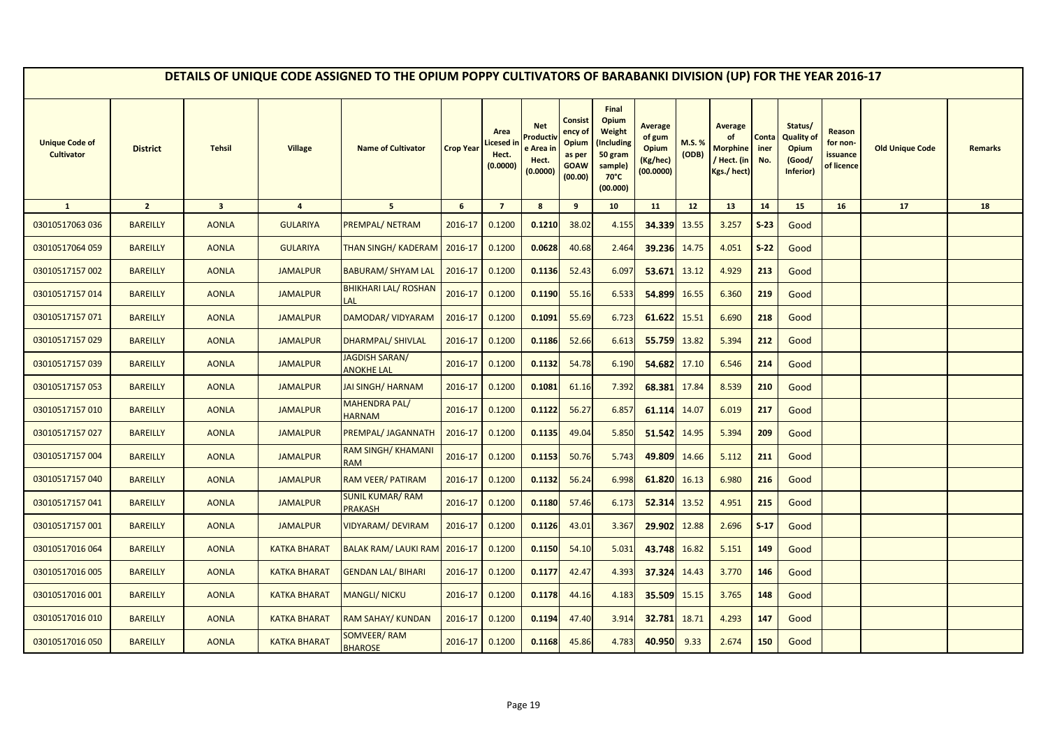# DETAILS OF UNIQUE CODE ASSIGNED TO THE OPIUM POPPY CULTIVATORS OF BARABANKI DIVISION (UP) FOR THE YEAR 2016-17

| Unique Code of Cultivator | District | Tehsil | Village | Name of Cultivator | Crop Year | Area Licesed in Hect. (0.0000) | Net Productive Area in Hect. (0.0000) | Consistency of Opium as per GOAW (00.00) | Final Opium Weight (Including 50 gram sample) 70°C (00.000) | Average of gum Opium (Kg/hec) (00.0000) | M.S. % (ODB) | Average of Morphine / Hect. (in Kgs./ hect) | Container No. | Status/ Quality of Opium (Good/ Inferior) | Reason for non-issuance of licence | Old Unique Code | Remarks |
|---|---|---|---|---|---|---|---|---|---|---|---|---|---|---|---|---|---|
| 1 | 2 | 3 | 4 | 5 | 6 | 7 | 8 | 9 | 10 | 11 | 12 | 13 | 14 | 15 | 16 | 17 | 18 |
| 03010517063 036 | BAREILLY | AONLA | GULARIYA | PREMPAL/ NETRAM | 2016-17 | 0.1200 | 0.1210 | 38.02 | 4.155 | 34.339 | 13.55 | 3.257 | S-23 | Good | | | |
| 03010517064 059 | BAREILLY | AONLA | GULARIYA | THAN SINGH/ KADERAM | 2016-17 | 0.1200 | 0.0628 | 40.68 | 2.464 | 39.236 | 14.75 | 4.051 | S-22 | Good | | | |
| 03010517157 002 | BAREILLY | AONLA | JAMALPUR | BABURAM/ SHYAM LAL | 2016-17 | 0.1200 | 0.1136 | 52.43 | 6.097 | 53.671 | 13.12 | 4.929 | 213 | Good | | | |
| 03010517157 014 | BAREILLY | AONLA | JAMALPUR | BHIKHARI LAL/ ROSHAN LAL | 2016-17 | 0.1200 | 0.1190 | 55.16 | 6.533 | 54.899 | 16.55 | 6.360 | 219 | Good | | | |
| 03010517157 071 | BAREILLY | AONLA | JAMALPUR | DAMODAR/ VIDYARAM | 2016-17 | 0.1200 | 0.1091 | 55.69 | 6.723 | 61.622 | 15.51 | 6.690 | 218 | Good | | | |
| 03010517157 029 | BAREILLY | AONLA | JAMALPUR | DHARMPAL/ SHIVLAL | 2016-17 | 0.1200 | 0.1186 | 52.66 | 6.613 | 55.759 | 13.82 | 5.394 | 212 | Good | | | |
| 03010517157 039 | BAREILLY | AONLA | JAMALPUR | JAGDISH SARAN/ ANOKHE LAL | 2016-17 | 0.1200 | 0.1132 | 54.78 | 6.190 | 54.682 | 17.10 | 6.546 | 214 | Good | | | |
| 03010517157 053 | BAREILLY | AONLA | JAMALPUR | JAI SINGH/ HARNAM | 2016-17 | 0.1200 | 0.1081 | 61.16 | 7.392 | 68.381 | 17.84 | 8.539 | 210 | Good | | | |
| 03010517157 010 | BAREILLY | AONLA | JAMALPUR | MAHENDRA PAL/ HARNAM | 2016-17 | 0.1200 | 0.1122 | 56.27 | 6.857 | 61.114 | 14.07 | 6.019 | 217 | Good | | | |
| 03010517157 027 | BAREILLY | AONLA | JAMALPUR | PREMPAL/ JAGANNATH | 2016-17 | 0.1200 | 0.1135 | 49.04 | 5.850 | 51.542 | 14.95 | 5.394 | 209 | Good | | | |
| 03010517157 004 | BAREILLY | AONLA | JAMALPUR | RAM SINGH/ KHAMANI RAM | 2016-17 | 0.1200 | 0.1153 | 50.76 | 5.743 | 49.809 | 14.66 | 5.112 | 211 | Good | | | |
| 03010517157 040 | BAREILLY | AONLA | JAMALPUR | RAM VEER/ PATIRAM | 2016-17 | 0.1200 | 0.1132 | 56.24 | 6.998 | 61.820 | 16.13 | 6.980 | 216 | Good | | | |
| 03010517157 041 | BAREILLY | AONLA | JAMALPUR | SUNIL KUMAR/ RAM PRAKASH | 2016-17 | 0.1200 | 0.1180 | 57.46 | 6.173 | 52.314 | 13.52 | 4.951 | 215 | Good | | | |
| 03010517157 001 | BAREILLY | AONLA | JAMALPUR | VIDYARAM/ DEVIRAM | 2016-17 | 0.1200 | 0.1126 | 43.01 | 3.367 | 29.902 | 12.88 | 2.696 | S-17 | Good | | | |
| 03010517016 064 | BAREILLY | AONLA | KATKA BHARAT | BALAK RAM/ LAUKI RAM | 2016-17 | 0.1200 | 0.1150 | 54.10 | 5.031 | 43.748 | 16.82 | 5.151 | 149 | Good | | | |
| 03010517016 005 | BAREILLY | AONLA | KATKA BHARAT | GENDAN LAL/ BIHARI | 2016-17 | 0.1200 | 0.1177 | 42.47 | 4.393 | 37.324 | 14.43 | 3.770 | 146 | Good | | | |
| 03010517016 001 | BAREILLY | AONLA | KATKA BHARAT | MANGLI/ NICKU | 2016-17 | 0.1200 | 0.1178 | 44.16 | 4.183 | 35.509 | 15.15 | 3.765 | 148 | Good | | | |
| 03010517016 010 | BAREILLY | AONLA | KATKA BHARAT | RAM SAHAY/ KUNDAN | 2016-17 | 0.1200 | 0.1194 | 47.40 | 3.914 | 32.781 | 18.71 | 4.293 | 147 | Good | | | |
| 03010517016 050 | BAREILLY | AONLA | KATKA BHARAT | SOMVEER/ RAM BHAROSE | 2016-17 | 0.1200 | 0.1168 | 45.86 | 4.783 | 40.950 | 9.33 | 2.674 | 150 | Good | | | |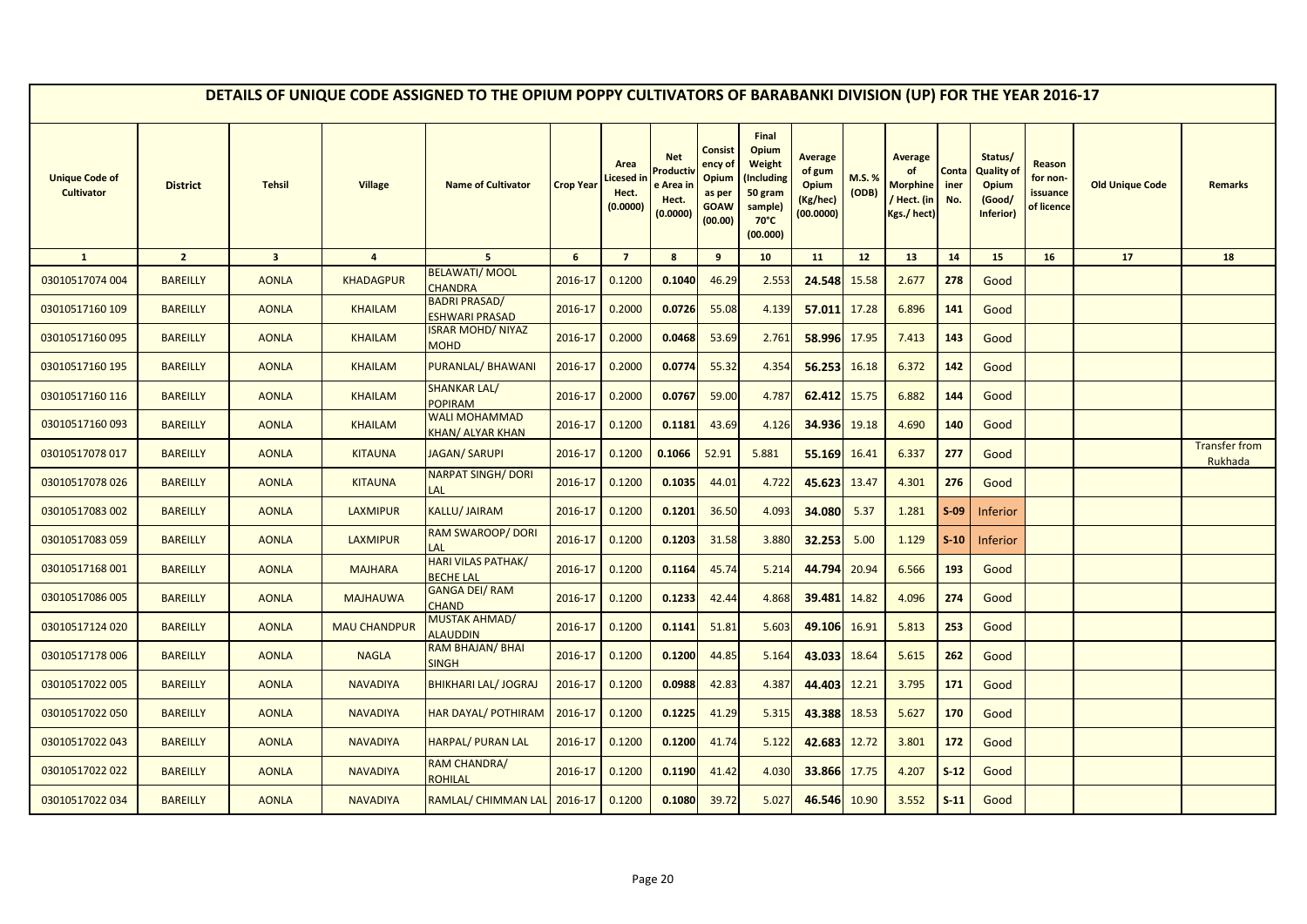# DETAILS OF UNIQUE CODE ASSIGNED TO THE OPIUM POPPY CULTIVATORS OF BARABANKI DIVISION (UP) FOR THE YEAR 2016-17

| Unique Code of Cultivator | District | Tehsil | Village | Name of Cultivator | Crop Year | Area Licesed in Hect. (0.0000) | Net Productive Area in Hect. (0.0000) | Consistency of Opium as per GOAW (00.00) | Final Opium Weight (Including 50 gram sample) 70°C (00.000) | Average of gum Opium (Kg/hec) (00.0000) | M.S. % (ODB) | Average of Morphine / Hect. (in Kgs./ hect) | Container No. | Status/ Quality of Opium (Good/ Inferior) | Reason for non-issuance of licence | Old Unique Code | Remarks |
|---|---|---|---|---|---|---|---|---|---|---|---|---|---|---|---|---|---|
| 1 | 2 | 3 | 4 | 5 | 6 | 7 | 8 | 9 | 10 | 11 | 12 | 13 | 14 | 15 | 16 | 17 | 18 |
| 03010517074 004 | BAREILLY | AONLA | KHADAGPUR | BELAWATI/ MOOL CHANDRA | 2016-17 | 0.1200 | 0.1040 | 46.29 | 2.553 | 24.548 | 15.58 | 2.677 | 278 | Good | | | |
| 03010517160 109 | BAREILLY | AONLA | KHAILAM | BADRI PRASAD/ ESHWARI PRASAD | 2016-17 | 0.2000 | 0.0726 | 55.08 | 4.139 | 57.011 | 17.28 | 6.896 | 141 | Good | | | |
| 03010517160 095 | BAREILLY | AONLA | KHAILAM | ISRAR MOHD/ NIYAZ MOHD | 2016-17 | 0.2000 | 0.0468 | 53.69 | 2.761 | 58.996 | 17.95 | 7.413 | 143 | Good | | | |
| 03010517160 195 | BAREILLY | AONLA | KHAILAM | PURANLAL/ BHAWANI | 2016-17 | 0.2000 | 0.0774 | 55.32 | 4.354 | 56.253 | 16.18 | 6.372 | 142 | Good | | | |
| 03010517160 116 | BAREILLY | AONLA | KHAILAM | SHANKAR LAL/ POPIRAM | 2016-17 | 0.2000 | 0.0767 | 59.00 | 4.787 | 62.412 | 15.75 | 6.882 | 144 | Good | | | |
| 03010517160 093 | BAREILLY | AONLA | KHAILAM | WALI MOHAMMAD KHAN/ ALYAR KHAN | 2016-17 | 0.1200 | 0.1181 | 43.69 | 4.126 | 34.936 | 19.18 | 4.690 | 140 | Good | | | |
| 03010517078 017 | BAREILLY | AONLA | KITAUNA | JAGAN/ SARUPI | 2016-17 | 0.1200 | 0.1066 | 52.91 | 5.881 | 55.169 | 16.41 | 6.337 | 277 | Good | | | Transfer from Rukhada |
| 03010517078 026 | BAREILLY | AONLA | KITAUNA | NARPAT SINGH/ DORI LAL | 2016-17 | 0.1200 | 0.1035 | 44.01 | 4.722 | 45.623 | 13.47 | 4.301 | 276 | Good | | | |
| 03010517083 002 | BAREILLY | AONLA | LAXMIPUR | KALLU/ JAIRAM | 2016-17 | 0.1200 | 0.1201 | 36.50 | 4.093 | 34.080 | 5.37 | 1.281 | S-09 | Inferior | | | |
| 03010517083 059 | BAREILLY | AONLA | LAXMIPUR | RAM SWAROOP/ DORI LAL | 2016-17 | 0.1200 | 0.1203 | 31.58 | 3.880 | 32.253 | 5.00 | 1.129 | S-10 | Inferior | | | |
| 03010517168 001 | BAREILLY | AONLA | MAJHARA | HARI VILAS PATHAK/ BECHE LAL | 2016-17 | 0.1200 | 0.1164 | 45.74 | 5.214 | 44.794 | 20.94 | 6.566 | 193 | Good | | | |
| 03010517086 005 | BAREILLY | AONLA | MAJHAUWA | GANGA DEI/ RAM CHAND | 2016-17 | 0.1200 | 0.1233 | 42.44 | 4.868 | 39.481 | 14.82 | 4.096 | 274 | Good | | | |
| 03010517124 020 | BAREILLY | AONLA | MAU CHANDPUR | MUSTAK AHMAD/ ALAUDDIN | 2016-17 | 0.1200 | 0.1141 | 51.81 | 5.603 | 49.106 | 16.91 | 5.813 | 253 | Good | | | |
| 03010517178 006 | BAREILLY | AONLA | NAGLA | RAM BHAJAN/ BHAI SINGH | 2016-17 | 0.1200 | 0.1200 | 44.85 | 5.164 | 43.033 | 18.64 | 5.615 | 262 | Good | | | |
| 03010517022 005 | BAREILLY | AONLA | NAVADIYA | BHIKHARI LAL/ JOGRAJ | 2016-17 | 0.1200 | 0.0988 | 42.83 | 4.387 | 44.403 | 12.21 | 3.795 | 171 | Good | | | |
| 03010517022 050 | BAREILLY | AONLA | NAVADIYA | HAR DAYAL/ POTHIRAM | 2016-17 | 0.1200 | 0.1225 | 41.29 | 5.315 | 43.388 | 18.53 | 5.627 | 170 | Good | | | |
| 03010517022 043 | BAREILLY | AONLA | NAVADIYA | HARPAL/ PURAN LAL | 2016-17 | 0.1200 | 0.1200 | 41.74 | 5.122 | 42.683 | 12.72 | 3.801 | 172 | Good | | | |
| 03010517022 022 | BAREILLY | AONLA | NAVADIYA | RAM CHANDRA/ ROHILAL | 2016-17 | 0.1200 | 0.1190 | 41.42 | 4.030 | 33.866 | 17.75 | 4.207 | S-12 | Good | | | |
| 03010517022 034 | BAREILLY | AONLA | NAVADIYA | RAMLAL/ CHIMMAN LAL | 2016-17 | 0.1200 | 0.1080 | 39.72 | 5.027 | 46.546 | 10.90 | 3.552 | S-11 | Good | | | |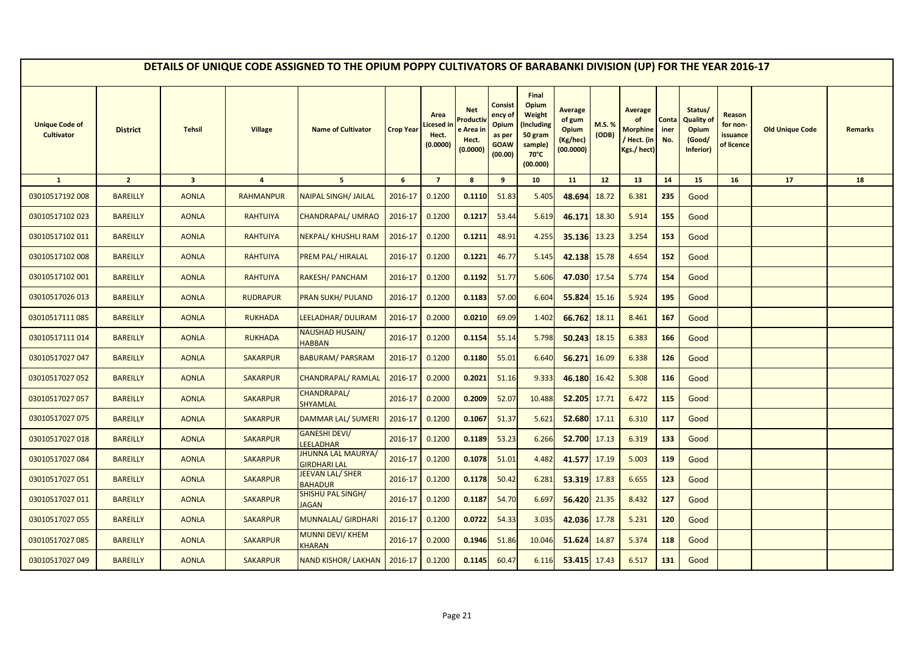# DETAILS OF UNIQUE CODE ASSIGNED TO THE OPIUM POPPY CULTIVATORS OF BARABANKI DIVISION (UP) FOR THE YEAR 2016-17

| Unique Code of Cultivator | District | Tehsil | Village | Name of Cultivator | Crop Year | Area Licensed in Hect. (0.0000) | Net Productive Area in Hect. (0.0000) | Consistency of Opium as per GOAW (00.00) | Final Opium Weight (Including 50 gram sample) 70°C (00.000) | Average of gum Opium (Kg/hec) (00.0000) | M.S. % (ODB) | Average of Morphine / Hect. (in Kgs./ hect) | Container No. | Status/ Quality of Opium (Good/ Inferior) | Reason for non-issuance of licence | Old Unique Code | Remarks |
|---|---|---|---|---|---|---|---|---|---|---|---|---|---|---|---|---|---|
| 1 | 2 | 3 | 4 | 5 | 6 | 7 | 8 | 9 | 10 | 11 | 12 | 13 | 14 | 15 | 16 | 17 | 18 |
| 03010517192 008 | BAREILLY | AONLA | RAHMANPUR | NAIPAL SINGH/ JAILAL | 2016-17 | 0.1200 | 0.1110 | 51.83 | 5.405 | 48.694 | 18.72 | 6.381 | 235 | Good | | | |
| 03010517102 023 | BAREILLY | AONLA | RAHTUIYA | CHANDRAPAL/ UMRAO | 2016-17 | 0.1200 | 0.1217 | 53.44 | 5.619 | 46.171 | 18.30 | 5.914 | 155 | Good | | | |
| 03010517102 011 | BAREILLY | AONLA | RAHTUIYA | NEKPAL/ KHUSHLI RAM | 2016-17 | 0.1200 | 0.1211 | 48.91 | 4.255 | 35.136 | 13.23 | 3.254 | 153 | Good | | | |
| 03010517102 008 | BAREILLY | AONLA | RAHTUIYA | PREM PAL/ HIRALAL | 2016-17 | 0.1200 | 0.1221 | 46.77 | 5.145 | 42.138 | 15.78 | 4.654 | 152 | Good | | | |
| 03010517102 001 | BAREILLY | AONLA | RAHTUIYA | RAKESH/ PANCHAM | 2016-17 | 0.1200 | 0.1192 | 51.77 | 5.606 | 47.030 | 17.54 | 5.774 | 154 | Good | | | |
| 03010517026 013 | BAREILLY | AONLA | RUDRAPUR | PRAN SUKH/ PULAND | 2016-17 | 0.1200 | 0.1183 | 57.00 | 6.604 | 55.824 | 15.16 | 5.924 | 195 | Good | | | |
| 03010517111 085 | BAREILLY | AONLA | RUKHADA | LEELADHAR/ DULIRAM | 2016-17 | 0.2000 | 0.0210 | 69.09 | 1.402 | 66.762 | 18.11 | 8.461 | 167 | Good | | | |
| 03010517111 014 | BAREILLY | AONLA | RUKHADA | NAUSHAD HUSAIN/ HABBAN | 2016-17 | 0.1200 | 0.1154 | 55.14 | 5.798 | 50.243 | 18.15 | 6.383 | 166 | Good | | | |
| 03010517027 047 | BAREILLY | AONLA | SAKARPUR | BABURAM/ PARSRAM | 2016-17 | 0.1200 | 0.1180 | 55.01 | 6.640 | 56.271 | 16.09 | 6.338 | 126 | Good | | | |
| 03010517027 052 | BAREILLY | AONLA | SAKARPUR | CHANDRAPAL/ RAMLAL | 2016-17 | 0.2000 | 0.2021 | 51.16 | 9.333 | 46.180 | 16.42 | 5.308 | 116 | Good | | | |
| 03010517027 057 | BAREILLY | AONLA | SAKARPUR | CHANDRAPAL/ SHYAMLAL | 2016-17 | 0.2000 | 0.2009 | 52.07 | 10.488 | 52.205 | 17.71 | 6.472 | 115 | Good | | | |
| 03010517027 075 | BAREILLY | AONLA | SAKARPUR | DAMMAR LAL/ SUMERI | 2016-17 | 0.1200 | 0.1067 | 51.37 | 5.621 | 52.680 | 17.11 | 6.310 | 117 | Good | | | |
| 03010517027 018 | BAREILLY | AONLA | SAKARPUR | GANESHI DEVI/ LEELADHAR | 2016-17 | 0.1200 | 0.1189 | 53.23 | 6.266 | 52.700 | 17.13 | 6.319 | 133 | Good | | | |
| 03010517027 084 | BAREILLY | AONLA | SAKARPUR | JHUNNA LAL MAURYA/ GIRDHARI LAL | 2016-17 | 0.1200 | 0.1078 | 51.01 | 4.482 | 41.577 | 17.19 | 5.003 | 119 | Good | | | |
| 03010517027 051 | BAREILLY | AONLA | SAKARPUR | JEEVAN LAL/ SHER BAHADUR | 2016-17 | 0.1200 | 0.1178 | 50.42 | 6.281 | 53.319 | 17.83 | 6.655 | 123 | Good | | | |
| 03010517027 011 | BAREILLY | AONLA | SAKARPUR | SHISHU PAL SINGH/ JAGAN | 2016-17 | 0.1200 | 0.1187 | 54.70 | 6.697 | 56.420 | 21.35 | 8.432 | 127 | Good | | | |
| 03010517027 055 | BAREILLY | AONLA | SAKARPUR | MUNNALAL/ GIRDHARI | 2016-17 | 0.1200 | 0.0722 | 54.33 | 3.035 | 42.036 | 17.78 | 5.231 | 120 | Good | | | |
| 03010517027 085 | BAREILLY | AONLA | SAKARPUR | MUNNI DEVI/ KHEM KHARAN | 2016-17 | 0.2000 | 0.1946 | 51.86 | 10.046 | 51.624 | 14.87 | 5.374 | 118 | Good | | | |
| 03010517027 049 | BAREILLY | AONLA | SAKARPUR | NAND KISHOR/ LAKHAN | 2016-17 | 0.1200 | 0.1145 | 60.47 | 6.116 | 53.415 | 17.43 | 6.517 | 131 | Good | | | |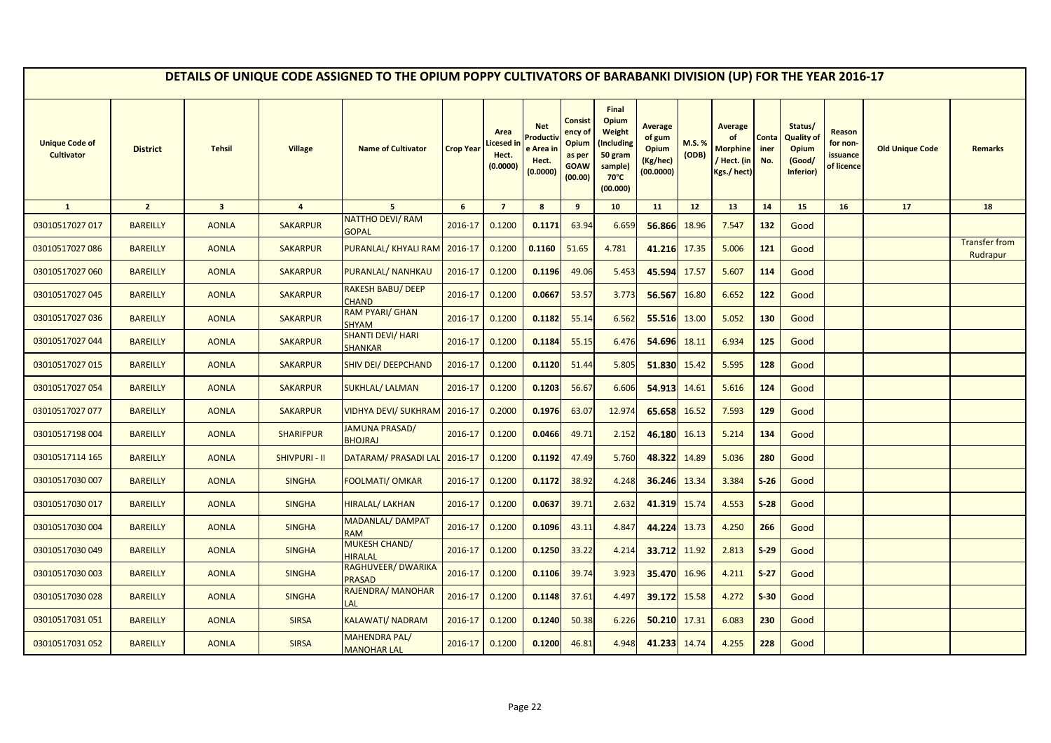# DETAILS OF UNIQUE CODE ASSIGNED TO THE OPIUM POPPY CULTIVATORS OF BARABANKI DIVISION (UP) FOR THE YEAR 2016-17

| Unique Code of Cultivator | District | Tehsil | Village | Name of Cultivator | Crop Year | Area Licesed in Hect. (0.0000) | Net Productive Area in Hect. (0.0000) | Consistency of Opium as per GOAW (00.00) | Final Opium Weight (Including 50 gram sample) 70°C (00.000) | Average of gum Opium (Kg/hec) (00.0000) | M.S. % (ODB) | Average of Morphine / Hect. (in Kgs./ hect) | Container No. | Status/ Quality of Opium (Good/ Inferior) | Reason for non-issuance of licence | Old Unique Code | Remarks |
|---|---|---|---|---|---|---|---|---|---|---|---|---|---|---|---|---|---|
| 1 | 2 | 3 | 4 | 5 | 6 | 7 | 8 | 9 | 10 | 11 | 12 | 13 | 14 | 15 | 16 | 17 | 18 |
| 03010517027 017 | BAREILLY | AONLA | SAKARPUR | NATTHO DEVI/ RAM GOPAL | 2016-17 | 0.1200 | 0.1171 | 63.94 | 6.659 | 56.866 | 18.96 | 7.547 | 132 | Good | | | |
| 03010517027 086 | BAREILLY | AONLA | SAKARPUR | PURANLAL/ KHYALI RAM | 2016-17 | 0.1200 | 0.1160 | 51.65 | 4.781 | 41.216 | 17.35 | 5.006 | 121 | Good | | | Transfer from Rudrapur |
| 03010517027 060 | BAREILLY | AONLA | SAKARPUR | PURANLAL/ NANHKAU | 2016-17 | 0.1200 | 0.1196 | 49.06 | 5.453 | 45.594 | 17.57 | 5.607 | 114 | Good | | | |
| 03010517027 045 | BAREILLY | AONLA | SAKARPUR | RAKESH BABU/ DEEP CHAND | 2016-17 | 0.1200 | 0.0667 | 53.57 | 3.773 | 56.567 | 16.80 | 6.652 | 122 | Good | | | |
| 03010517027 036 | BAREILLY | AONLA | SAKARPUR | RAM PYARI/ GHAN SHYAM | 2016-17 | 0.1200 | 0.1182 | 55.14 | 6.562 | 55.516 | 13.00 | 5.052 | 130 | Good | | | |
| 03010517027 044 | BAREILLY | AONLA | SAKARPUR | SHANTI DEVI/ HARI SHANKAR | 2016-17 | 0.1200 | 0.1184 | 55.15 | 6.476 | 54.696 | 18.11 | 6.934 | 125 | Good | | | |
| 03010517027 015 | BAREILLY | AONLA | SAKARPUR | SHIV DEI/ DEEPCHAND | 2016-17 | 0.1200 | 0.1120 | 51.44 | 5.805 | 51.830 | 15.42 | 5.595 | 128 | Good | | | |
| 03010517027 054 | BAREILLY | AONLA | SAKARPUR | SUKHLAL/ LALMAN | 2016-17 | 0.1200 | 0.1203 | 56.67 | 6.606 | 54.913 | 14.61 | 5.616 | 124 | Good | | | |
| 03010517027 077 | BAREILLY | AONLA | SAKARPUR | VIDHYA DEVI/ SUKHRAM | 2016-17 | 0.2000 | 0.1976 | 63.07 | 12.974 | 65.658 | 16.52 | 7.593 | 129 | Good | | | |
| 03010517198 004 | BAREILLY | AONLA | SHARIFPUR | JAMUNA PRASAD/ BHOJRAJ | 2016-17 | 0.1200 | 0.0466 | 49.71 | 2.152 | 46.180 | 16.13 | 5.214 | 134 | Good | | | |
| 03010517114 165 | BAREILLY | AONLA | SHIVPURI - II | DATARAM/ PRASADI LAL | 2016-17 | 0.1200 | 0.1192 | 47.49 | 5.760 | 48.322 | 14.89 | 5.036 | 280 | Good | | | |
| 03010517030 007 | BAREILLY | AONLA | SINGHA | FOOLMATI/ OMKAR | 2016-17 | 0.1200 | 0.1172 | 38.92 | 4.248 | 36.246 | 13.34 | 3.384 | S-26 | Good | | | |
| 03010517030 017 | BAREILLY | AONLA | SINGHA | HIRALAL/ LAKHAN | 2016-17 | 0.1200 | 0.0637 | 39.71 | 2.632 | 41.319 | 15.74 | 4.553 | S-28 | Good | | | |
| 03010517030 004 | BAREILLY | AONLA | SINGHA | MADANLAL/ DAMPAT RAM | 2016-17 | 0.1200 | 0.1096 | 43.11 | 4.847 | 44.224 | 13.73 | 4.250 | 266 | Good | | | |
| 03010517030 049 | BAREILLY | AONLA | SINGHA | MUKESH CHAND/ HIRALAL | 2016-17 | 0.1200 | 0.1250 | 33.22 | 4.214 | 33.712 | 11.92 | 2.813 | S-29 | Good | | | |
| 03010517030 003 | BAREILLY | AONLA | SINGHA | RAGHUVEER/ DWARIKA PRASAD | 2016-17 | 0.1200 | 0.1106 | 39.74 | 3.923 | 35.470 | 16.96 | 4.211 | S-27 | Good | | | |
| 03010517030 028 | BAREILLY | AONLA | SINGHA | RAJENDRA/ MANOHAR LAL | 2016-17 | 0.1200 | 0.1148 | 37.61 | 4.497 | 39.172 | 15.58 | 4.272 | S-30 | Good | | | |
| 03010517031 051 | BAREILLY | AONLA | SIRSA | KALAWATI/ NADRAM | 2016-17 | 0.1200 | 0.1240 | 50.38 | 6.226 | 50.210 | 17.31 | 6.083 | 230 | Good | | | |
| 03010517031 052 | BAREILLY | AONLA | SIRSA | MAHENDRA PAL/ MANOHAR LAL | 2016-17 | 0.1200 | 0.1200 | 46.81 | 4.948 | 41.233 | 14.74 | 4.255 | 228 | Good | | | |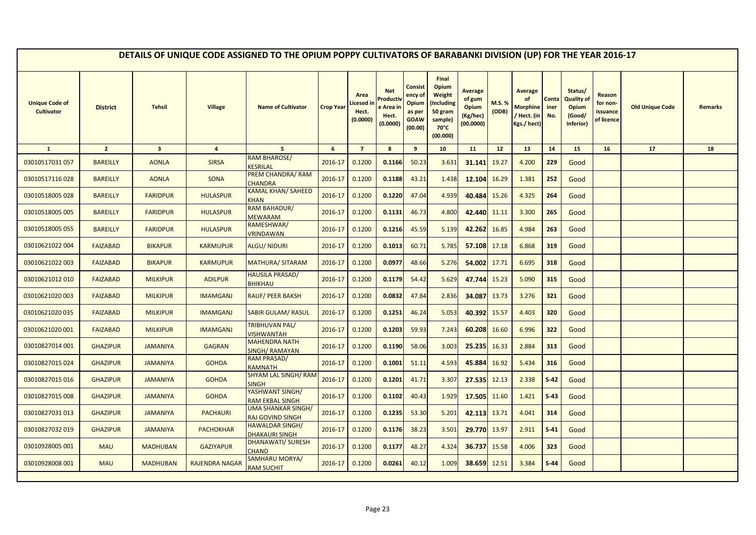# DETAILS OF UNIQUE CODE ASSIGNED TO THE OPIUM POPPY CULTIVATORS OF BARABANKI DIVISION (UP) FOR THE YEAR 2016-17

| Unique Code of Cultivator | District | Tehsil | Village | Name of Cultivator | Crop Year | Area Licesed in Hect. (0.0000) | Net Productive Area in Hect. (0.0000) | Consistency of Opium as per GOAW (00.00) | Final Opium Weight (Including 50 gram sample) 70°C (00.000) | Average of gum Opium (Kg/hec) (00.0000) | M.S. % (ODB) | Average of Morphine / Hect. (in Kgs./ hect) | Container No. | Status/ Quality of Opium (Good/ Inferior) | Reason for non-issuance of licence | Old Unique Code | Remarks |
|---|---|---|---|---|---|---|---|---|---|---|---|---|---|---|---|---|---|
| 1 | 2 | 3 | 4 | 5 | 6 | 7 | 8 | 9 | 10 | 11 | 12 | 13 | 14 | 15 | 16 | 17 | 18 |
| 03010517031 057 | BAREILLY | AONLA | SIRSA | RAM BHAROSE/ KESRILAL | 2016-17 | 0.1200 | 0.1166 | 50.23 | 3.631 | 31.141 | 19.27 | 4.200 | 229 | Good | | | |
| 03010517116 028 | BAREILLY | AONLA | SONA | PREM CHANDRA/ RAM CHANDRA | 2016-17 | 0.1200 | 0.1188 | 43.21 | 1.438 | 12.104 | 16.29 | 1.381 | 252 | Good | | | |
| 03010518005 028 | BAREILLY | FARIDPUR | HULASPUR | KAMAL KHAN/ SAHEED KHAN | 2016-17 | 0.1200 | 0.1220 | 47.04 | 4.939 | 40.484 | 15.26 | 4.325 | 264 | Good | | | |
| 03010518005 005 | BAREILLY | FARIDPUR | HULASPUR | RAM BAHADUR/ MEWARAM | 2016-17 | 0.1200 | 0.1131 | 46.73 | 4.800 | 42.440 | 11.11 | 3.300 | 265 | Good | | | |
| 03010518005 055 | BAREILLY | FARIDPUR | HULASPUR | RAMESHWAR/ VRINDAWAN | 2016-17 | 0.1200 | 0.1216 | 45.59 | 5.139 | 42.262 | 16.85 | 4.984 | 263 | Good | | | |
| 03010621022 004 | FAIZABAD | BIKAPUR | KARMUPUR | ALGU/ NIDURI | 2016-17 | 0.1200 | 0.1013 | 60.71 | 5.785 | 57.108 | 17.18 | 6.868 | 319 | Good | | | |
| 03010621022 003 | FAIZABAD | BIKAPUR | KARMUPUR | MATHURA/ SITARAM | 2016-17 | 0.1200 | 0.0977 | 48.66 | 5.276 | 54.002 | 17.71 | 6.695 | 318 | Good | | | |
| 03010621012 010 | FAIZABAD | MILKIPUR | ADILPUR | HAUSILA PRASAD/ BHIKHAU | 2016-17 | 0.1200 | 0.1179 | 54.42 | 5.629 | 47.744 | 15.23 | 5.090 | 315 | Good | | | |
| 03010621020 003 | FAIZABAD | MILKIPUR | IMAMGANJ | RAUF/ PEER BAKSH | 2016-17 | 0.1200 | 0.0832 | 47.84 | 2.836 | 34.087 | 13.73 | 3.276 | 321 | Good | | | |
| 03010621020 035 | FAIZABAD | MILKIPUR | IMAMGANJ | SABIR GULAM/ RASUL | 2016-17 | 0.1200 | 0.1251 | 46.24 | 5.053 | 40.392 | 15.57 | 4.403 | 320 | Good | | | |
| 03010621020 001 | FAIZABAD | MILKIPUR | IMAMGANJ | TRIBHUVAN PAL/ VISHWANTAH | 2016-17 | 0.1200 | 0.1203 | 59.93 | 7.243 | 60.208 | 16.60 | 6.996 | 322 | Good | | | |
| 03010827014 001 | GHAZIPUR | JAMANIYA | GAGRAN | MAHENDRA NATH SINGH/ RAMAYAN | 2016-17 | 0.1200 | 0.1190 | 58.06 | 3.003 | 25.235 | 16.33 | 2.884 | 313 | Good | | | |
| 03010827015 024 | GHAZIPUR | JAMANIYA | GOHDA | RAM PRASAD/ RAMNATH | 2016-17 | 0.1200 | 0.1001 | 51.11 | 4.593 | 45.884 | 16.92 | 5.434 | 316 | Good | | | |
| 03010827015 016 | GHAZIPUR | JAMANIYA | GOHDA | SHYAM LAL SINGH/ RAM SINGH | 2016-17 | 0.1200 | 0.1201 | 41.71 | 3.307 | 27.535 | 12.13 | 2.338 | S-42 | Good | | | |
| 03010827015 008 | GHAZIPUR | JAMANIYA | GOHDA | YASHWANT SINGH/ RAM EKBAL SINGH | 2016-17 | 0.1200 | 0.1102 | 40.43 | 1.929 | 17.505 | 11.60 | 1.421 | S-43 | Good | | | |
| 03010827031 013 | GHAZIPUR | JAMANIYA | PACHAURI | UMA SHANKAR SINGH/ RAJ GOVIND SINGH | 2016-17 | 0.1200 | 0.1235 | 53.30 | 5.201 | 42.113 | 13.71 | 4.041 | 314 | Good | | | |
| 03010827032 019 | GHAZIPUR | JAMANIYA | PACHOKHAR | HAWALDAR SINGH/ DHAKAURI SINGH | 2016-17 | 0.1200 | 0.1176 | 38.23 | 3.501 | 29.770 | 13.97 | 2.911 | S-41 | Good | | | |
| 03010928005 001 | MAU | MADHUBAN | GAZIYAPUR | DHANAWATI/ SURESH CHAND | 2016-17 | 0.1200 | 0.1177 | 48.27 | 4.324 | 36.737 | 15.58 | 4.006 | 323 | Good | | | |
| 03010928008 001 | MAU | MADHUBAN | RAJENDRA NAGAR | SAMHARU MORYA/ RAM SUCHIT | 2016-17 | 0.1200 | 0.0261 | 40.12 | 1.009 | 38.659 | 12.51 | 3.384 | S-44 | Good | | | |